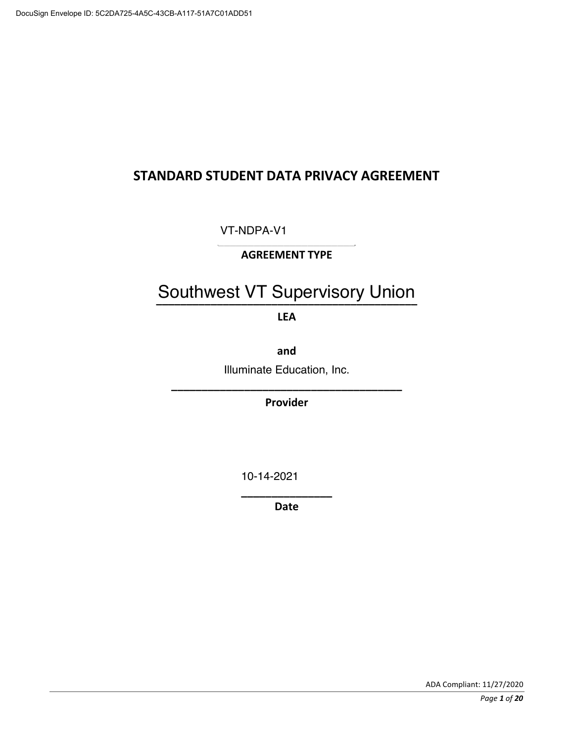# STANDARD STUDENT DATA PRIVACY AGREEMENT

VT-NDPA-V1

**AGREEMENT TYPE**

Southwest VT Supervisory Union

**LEA**

**and**

Illuminate Education, Inc.

**Provider**

10-14-2021

**Date**

ADA Compliant: 11/27/2020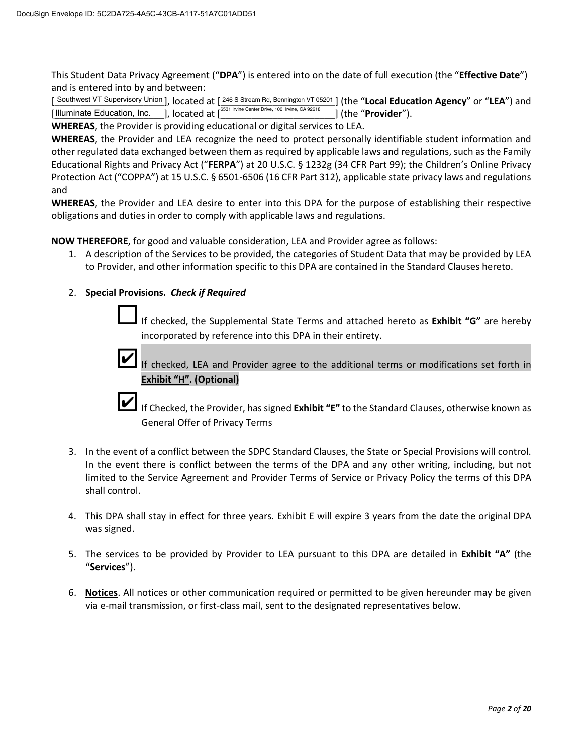This Student Data Privacy Agreement ("**DPA**") is entered into on the date of full execution (the "**Effective Date**") and is entered into by and between:

[ Southwest VT Supervisory Union ], located at [ 246 S Stream Rd, Bennington VT 05201 ] (the "**Local Education Agency**" or "**LEA**") and [ Illuminate Education, Inc. ], located at [ 6531 Irvine Center Drive, 100, Irvine, CA 92618 ] (the "**Provider**").

**WHEREAS**, the Provider is providing educational or digital services to LEA.

**WHEREAS**, the Provider and LEA recognize the need to protect personally identifiable student information and other regulated data exchanged between them as required by applicable laws and regulations, such as the Family Educational Rights and Privacy Act ("**FERPA**") at 20 U.S.C. § 1232g (34 CFR Part 99); the Children's Online Privacy Protection Act ("COPPA") at 15 U.S.C. § 6501-6506 (16 CFR Part 312), applicable state privacy laws and regulations and

**WHEREAS**, the Provider and LEA desire to enter into this DPA for the purpose of establishing their respective obligations and duties in order to comply with applicable laws and regulations.

**NOW THEREFORE**, for good and valuable consideration, LEA and Provider agree as follows:

1. A description of the Services to be provided, the categories of Student Data that may be provided by LEA to Provider, and other information specific to this DPA are contained in the Standard Clauses hereto.

2. **Special Provisions.** ***Check if Required***

   ☐ If checked, the Supplemental State Terms and attached hereto as **Exhibit "G"** are hereby incorporated by reference into this DPA in their entirety.

   ☑ If checked, LEA and Provider agree to the additional terms or modifications set forth in **Exhibit "H". (Optional)**

   ☑ If Checked, the Provider, has signed **Exhibit "E"** to the Standard Clauses, otherwise known as General Offer of Privacy Terms

3. In the event of a conflict between the SDPC Standard Clauses, the State or Special Provisions will control. In the event there is conflict between the terms of the DPA and any other writing, including, but not limited to the Service Agreement and Provider Terms of Service or Privacy Policy the terms of this DPA shall control.

4. This DPA shall stay in effect for three years. Exhibit E will expire 3 years from the date the original DPA was signed.

5. The services to be provided by Provider to LEA pursuant to this DPA are detailed in **Exhibit "A"** (the "**Services**").

6. **Notices**. All notices or other communication required or permitted to be given hereunder may be given via e-mail transmission, or first-class mail, sent to the designated representatives below.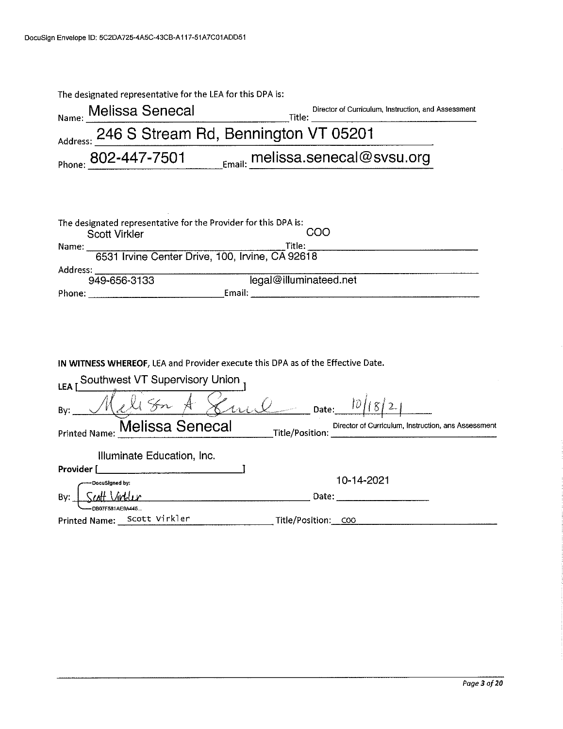DocuSign Envelope ID: 5C2DA725-4A5C-43CB-A117-51A7C01ADD51

The designated representative for the LEA for this DPA is:

Name: Melissa Senecal Title: Director of Curriculum, Instruction, and Assessment

Address: 246 S Stream Rd, Bennington VT 05201

Phone: 802-447-7501 Email: melissa.senecal@svsu.org

The designated representative for the Provider for this DPA is:

Name: Scott Virkler Title: COO

Address: 6531 Irvine Center Drive, 100, Irvine, CA 92618

Phone: 949-656-3133 Email: legal@illuminateed.net

**IN WITNESS WHEREOF**, LEA and Provider execute this DPA as of the Effective Date.

**LEA** [ Southwest VT Supervisory Union ]

By: Melissa A Senecal Date: 10/18/21

Printed Name: Melissa Senecal Title/Position: Director of Curriculum, Instruction, ans Assessment

**Provider** [ Illuminate Education, Inc. ]

By: DocuSigned by: Scott Virkler DB07F581AE9A446... Date: 10-14-2021

Printed Name: Scott Virkler Title/Position: COO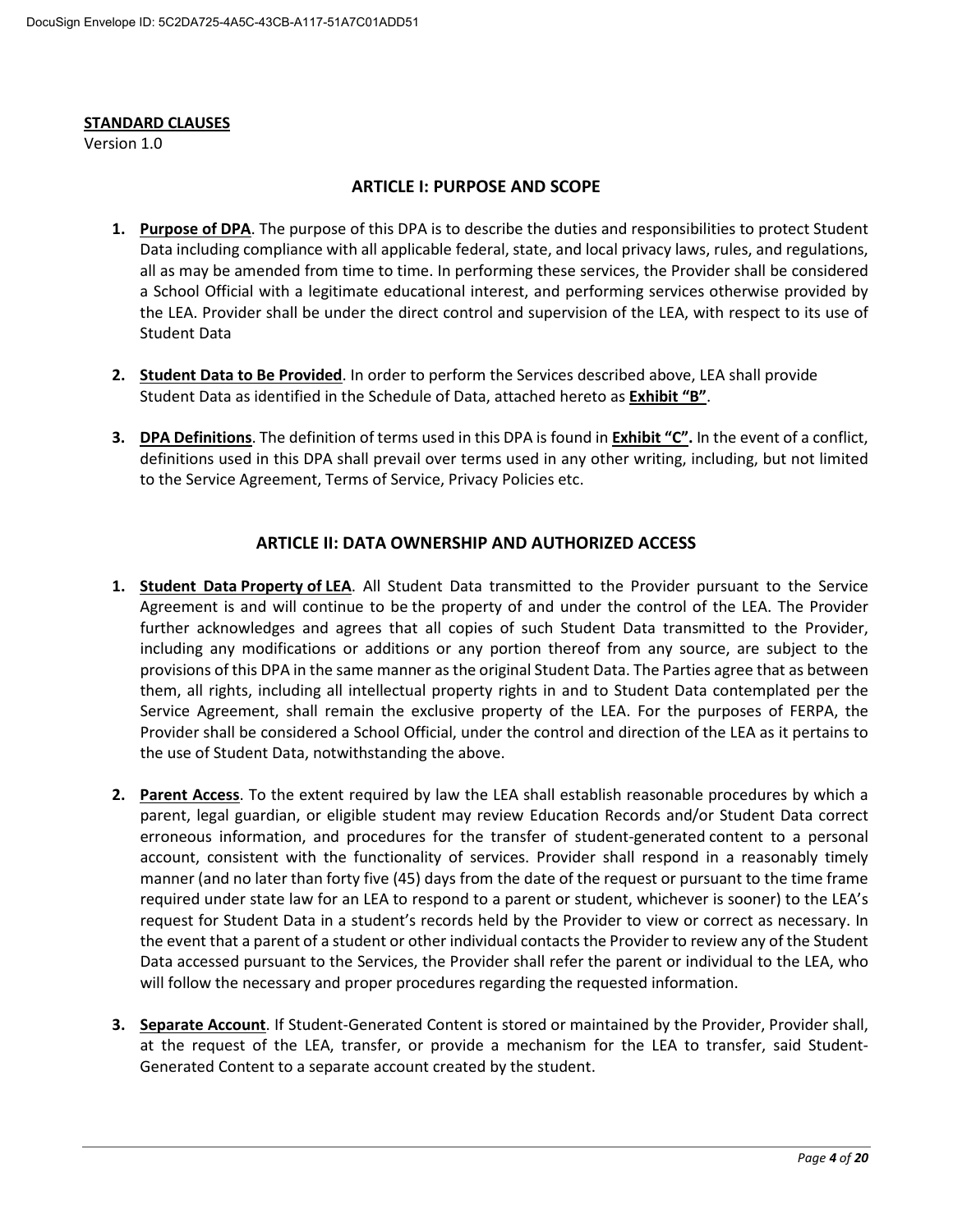**STANDARD CLAUSES**
Version 1.0

## ARTICLE I: PURPOSE AND SCOPE

1. **Purpose of DPA**. The purpose of this DPA is to describe the duties and responsibilities to protect Student Data including compliance with all applicable federal, state, and local privacy laws, rules, and regulations, all as may be amended from time to time. In performing these services, the Provider shall be considered a School Official with a legitimate educational interest, and performing services otherwise provided by the LEA. Provider shall be under the direct control and supervision of the LEA, with respect to its use of Student Data

2. **Student Data to Be Provided**. In order to perform the Services described above, LEA shall provide Student Data as identified in the Schedule of Data, attached hereto as **Exhibit "B"**.

3. **DPA Definitions**. The definition of terms used in this DPA is found in **Exhibit "C".** In the event of a conflict, definitions used in this DPA shall prevail over terms used in any other writing, including, but not limited to the Service Agreement, Terms of Service, Privacy Policies etc.

## ARTICLE II: DATA OWNERSHIP AND AUTHORIZED ACCESS

1. **Student Data Property of LEA**. All Student Data transmitted to the Provider pursuant to the Service Agreement is and will continue to be the property of and under the control of the LEA. The Provider further acknowledges and agrees that all copies of such Student Data transmitted to the Provider, including any modifications or additions or any portion thereof from any source, are subject to the provisions of this DPA in the same manner as the original Student Data. The Parties agree that as between them, all rights, including all intellectual property rights in and to Student Data contemplated per the Service Agreement, shall remain the exclusive property of the LEA. For the purposes of FERPA, the Provider shall be considered a School Official, under the control and direction of the LEA as it pertains to the use of Student Data, notwithstanding the above.

2. **Parent Access**. To the extent required by law the LEA shall establish reasonable procedures by which a parent, legal guardian, or eligible student may review Education Records and/or Student Data correct erroneous information, and procedures for the transfer of student-generated content to a personal account, consistent with the functionality of services. Provider shall respond in a reasonably timely manner (and no later than forty five (45) days from the date of the request or pursuant to the time frame required under state law for an LEA to respond to a parent or student, whichever is sooner) to the LEA's request for Student Data in a student's records held by the Provider to view or correct as necessary. In the event that a parent of a student or other individual contacts the Provider to review any of the Student Data accessed pursuant to the Services, the Provider shall refer the parent or individual to the LEA, who will follow the necessary and proper procedures regarding the requested information.

3. **Separate Account**. If Student-Generated Content is stored or maintained by the Provider, Provider shall, at the request of the LEA, transfer, or provide a mechanism for the LEA to transfer, said Student-Generated Content to a separate account created by the student.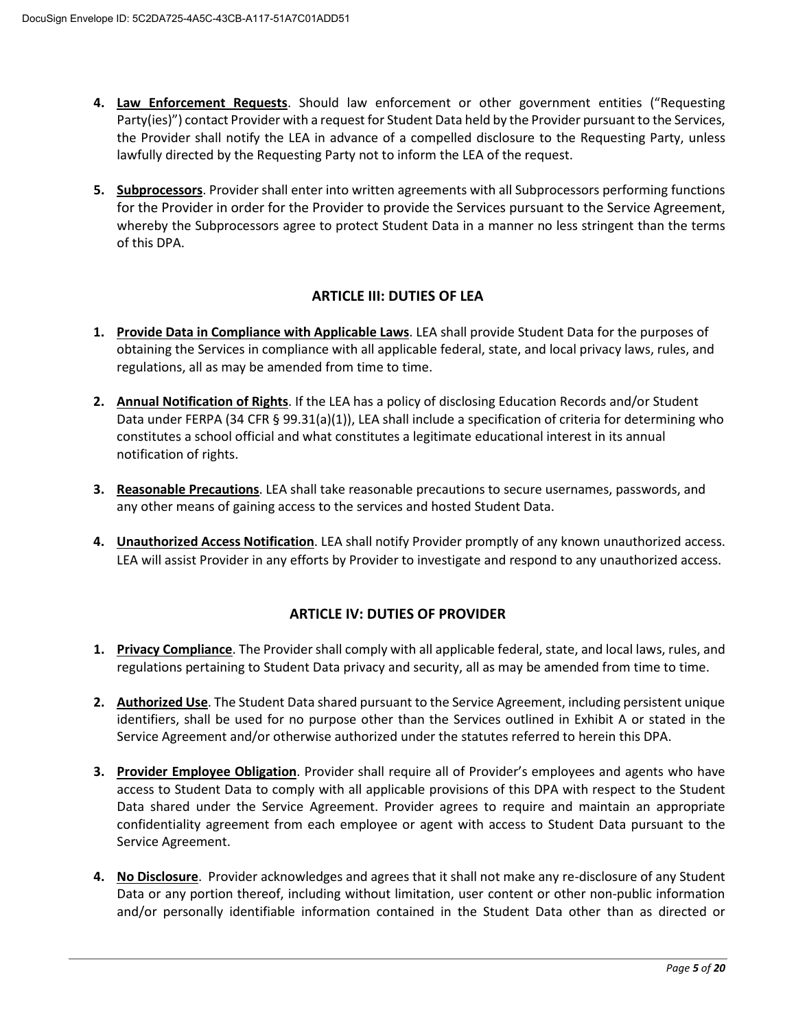4. **Law Enforcement Requests**. Should law enforcement or other government entities ("Requesting Party(ies)") contact Provider with a request for Student Data held by the Provider pursuant to the Services, the Provider shall notify the LEA in advance of a compelled disclosure to the Requesting Party, unless lawfully directed by the Requesting Party not to inform the LEA of the request.

5. **Subprocessors**. Provider shall enter into written agreements with all Subprocessors performing functions for the Provider in order for the Provider to provide the Services pursuant to the Service Agreement, whereby the Subprocessors agree to protect Student Data in a manner no less stringent than the terms of this DPA.

## ARTICLE III: DUTIES OF LEA

1. **Provide Data in Compliance with Applicable Laws**. LEA shall provide Student Data for the purposes of obtaining the Services in compliance with all applicable federal, state, and local privacy laws, rules, and regulations, all as may be amended from time to time.

2. **Annual Notification of Rights**. If the LEA has a policy of disclosing Education Records and/or Student Data under FERPA (34 CFR § 99.31(a)(1)), LEA shall include a specification of criteria for determining who constitutes a school official and what constitutes a legitimate educational interest in its annual notification of rights.

3. **Reasonable Precautions**. LEA shall take reasonable precautions to secure usernames, passwords, and any other means of gaining access to the services and hosted Student Data.

4. **Unauthorized Access Notification**. LEA shall notify Provider promptly of any known unauthorized access. LEA will assist Provider in any efforts by Provider to investigate and respond to any unauthorized access.

## ARTICLE IV: DUTIES OF PROVIDER

1. **Privacy Compliance**. The Provider shall comply with all applicable federal, state, and local laws, rules, and regulations pertaining to Student Data privacy and security, all as may be amended from time to time.

2. **Authorized Use**. The Student Data shared pursuant to the Service Agreement, including persistent unique identifiers, shall be used for no purpose other than the Services outlined in Exhibit A or stated in the Service Agreement and/or otherwise authorized under the statutes referred to herein this DPA.

3. **Provider Employee Obligation**. Provider shall require all of Provider's employees and agents who have access to Student Data to comply with all applicable provisions of this DPA with respect to the Student Data shared under the Service Agreement. Provider agrees to require and maintain an appropriate confidentiality agreement from each employee or agent with access to Student Data pursuant to the Service Agreement.

4. **No Disclosure**. Provider acknowledges and agrees that it shall not make any re-disclosure of any Student Data or any portion thereof, including without limitation, user content or other non-public information and/or personally identifiable information contained in the Student Data other than as directed or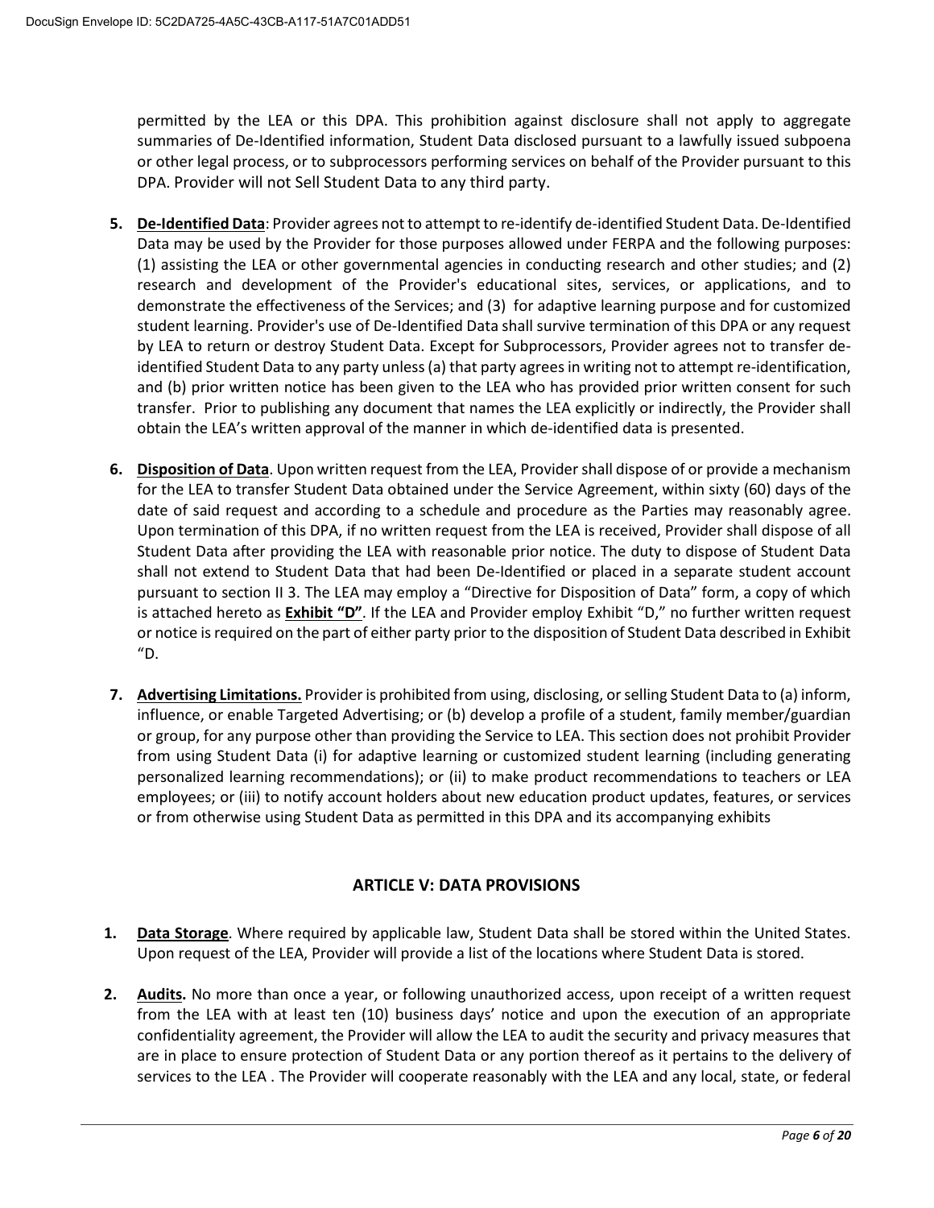permitted by the LEA or this DPA. This prohibition against disclosure shall not apply to aggregate summaries of De-Identified information, Student Data disclosed pursuant to a lawfully issued subpoena or other legal process, or to subprocessors performing services on behalf of the Provider pursuant to this DPA. Provider will not Sell Student Data to any third party.

5. **De-Identified Data**: Provider agrees not to attempt to re-identify de-identified Student Data. De-Identified Data may be used by the Provider for those purposes allowed under FERPA and the following purposes: (1) assisting the LEA or other governmental agencies in conducting research and other studies; and (2) research and development of the Provider's educational sites, services, or applications, and to demonstrate the effectiveness of the Services; and (3) for adaptive learning purpose and for customized student learning. Provider's use of De-Identified Data shall survive termination of this DPA or any request by LEA to return or destroy Student Data. Except for Subprocessors, Provider agrees not to transfer de-identified Student Data to any party unless (a) that party agrees in writing not to attempt re-identification, and (b) prior written notice has been given to the LEA who has provided prior written consent for such transfer. Prior to publishing any document that names the LEA explicitly or indirectly, the Provider shall obtain the LEA's written approval of the manner in which de-identified data is presented.

6. **Disposition of Data**. Upon written request from the LEA, Provider shall dispose of or provide a mechanism for the LEA to transfer Student Data obtained under the Service Agreement, within sixty (60) days of the date of said request and according to a schedule and procedure as the Parties may reasonably agree. Upon termination of this DPA, if no written request from the LEA is received, Provider shall dispose of all Student Data after providing the LEA with reasonable prior notice. The duty to dispose of Student Data shall not extend to Student Data that had been De-Identified or placed in a separate student account pursuant to section II 3. The LEA may employ a "Directive for Disposition of Data" form, a copy of which is attached hereto as **Exhibit "D"**. If the LEA and Provider employ Exhibit "D," no further written request or notice is required on the part of either party prior to the disposition of Student Data described in Exhibit "D.

7. **Advertising Limitations.** Provider is prohibited from using, disclosing, or selling Student Data to (a) inform, influence, or enable Targeted Advertising; or (b) develop a profile of a student, family member/guardian or group, for any purpose other than providing the Service to LEA. This section does not prohibit Provider from using Student Data (i) for adaptive learning or customized student learning (including generating personalized learning recommendations); or (ii) to make product recommendations to teachers or LEA employees; or (iii) to notify account holders about new education product updates, features, or services or from otherwise using Student Data as permitted in this DPA and its accompanying exhibits

## ARTICLE V: DATA PROVISIONS

1. **Data Storage**. Where required by applicable law, Student Data shall be stored within the United States. Upon request of the LEA, Provider will provide a list of the locations where Student Data is stored.

2. **Audits.** No more than once a year, or following unauthorized access, upon receipt of a written request from the LEA with at least ten (10) business days' notice and upon the execution of an appropriate confidentiality agreement, the Provider will allow the LEA to audit the security and privacy measures that are in place to ensure protection of Student Data or any portion thereof as it pertains to the delivery of services to the LEA . The Provider will cooperate reasonably with the LEA and any local, state, or federal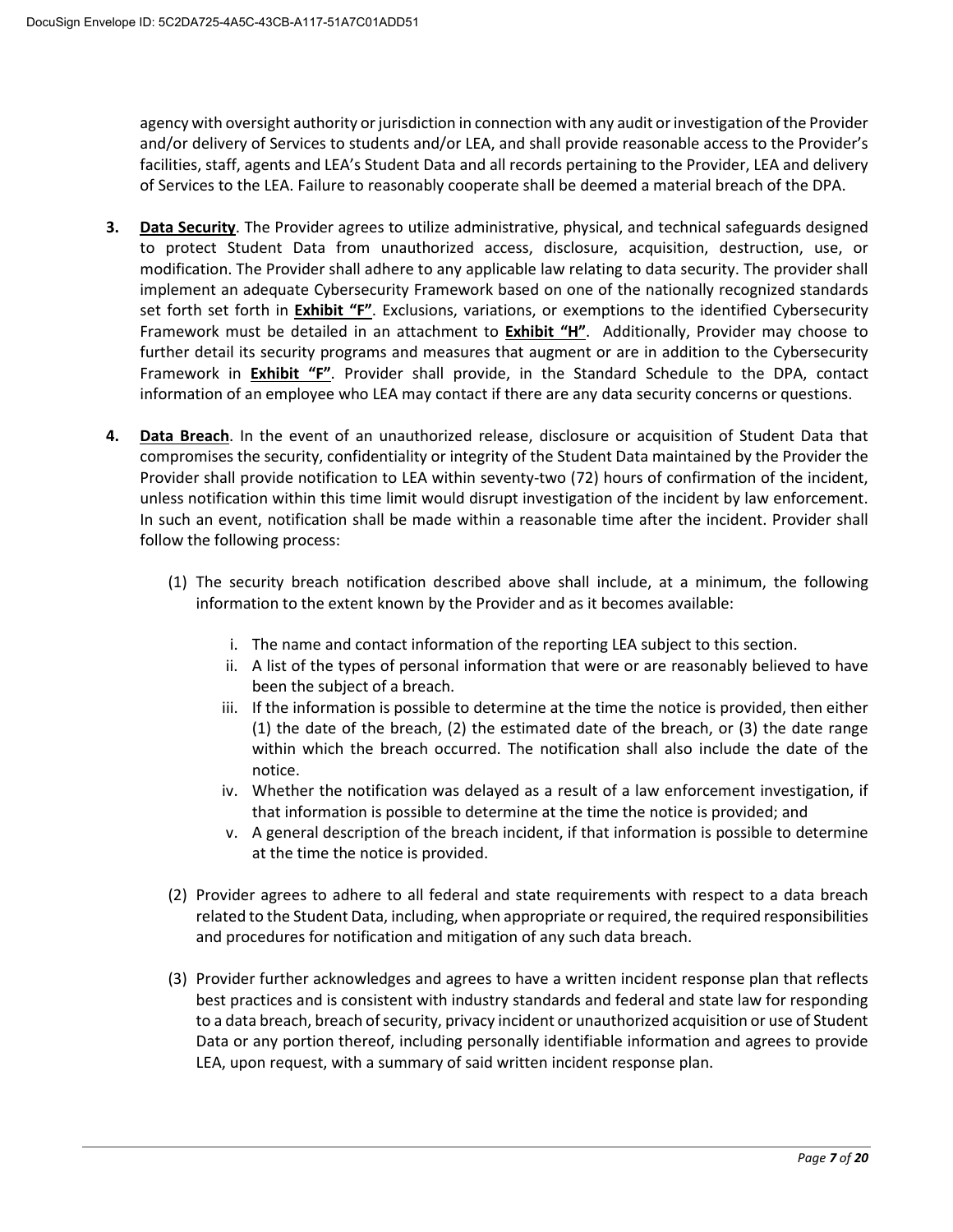agency with oversight authority or jurisdiction in connection with any audit or investigation of the Provider and/or delivery of Services to students and/or LEA, and shall provide reasonable access to the Provider's facilities, staff, agents and LEA's Student Data and all records pertaining to the Provider, LEA and delivery of Services to the LEA. Failure to reasonably cooperate shall be deemed a material breach of the DPA.

3. **Data Security**. The Provider agrees to utilize administrative, physical, and technical safeguards designed to protect Student Data from unauthorized access, disclosure, acquisition, destruction, use, or modification. The Provider shall adhere to any applicable law relating to data security. The provider shall implement an adequate Cybersecurity Framework based on one of the nationally recognized standards set forth set forth in **Exhibit "F"**. Exclusions, variations, or exemptions to the identified Cybersecurity Framework must be detailed in an attachment to **Exhibit "H"**. Additionally, Provider may choose to further detail its security programs and measures that augment or are in addition to the Cybersecurity Framework in **Exhibit "F"**. Provider shall provide, in the Standard Schedule to the DPA, contact information of an employee who LEA may contact if there are any data security concerns or questions.

4. **Data Breach**. In the event of an unauthorized release, disclosure or acquisition of Student Data that compromises the security, confidentiality or integrity of the Student Data maintained by the Provider the Provider shall provide notification to LEA within seventy-two (72) hours of confirmation of the incident, unless notification within this time limit would disrupt investigation of the incident by law enforcement. In such an event, notification shall be made within a reasonable time after the incident. Provider shall follow the following process:

   (1) The security breach notification described above shall include, at a minimum, the following information to the extent known by the Provider and as it becomes available:

      i. The name and contact information of the reporting LEA subject to this section.
      ii. A list of the types of personal information that were or are reasonably believed to have been the subject of a breach.
      iii. If the information is possible to determine at the time the notice is provided, then either (1) the date of the breach, (2) the estimated date of the breach, or (3) the date range within which the breach occurred. The notification shall also include the date of the notice.
      iv. Whether the notification was delayed as a result of a law enforcement investigation, if that information is possible to determine at the time the notice is provided; and
      v. A general description of the breach incident, if that information is possible to determine at the time the notice is provided.

   (2) Provider agrees to adhere to all federal and state requirements with respect to a data breach related to the Student Data, including, when appropriate or required, the required responsibilities and procedures for notification and mitigation of any such data breach.

   (3) Provider further acknowledges and agrees to have a written incident response plan that reflects best practices and is consistent with industry standards and federal and state law for responding to a data breach, breach of security, privacy incident or unauthorized acquisition or use of Student Data or any portion thereof, including personally identifiable information and agrees to provide LEA, upon request, with a summary of said written incident response plan.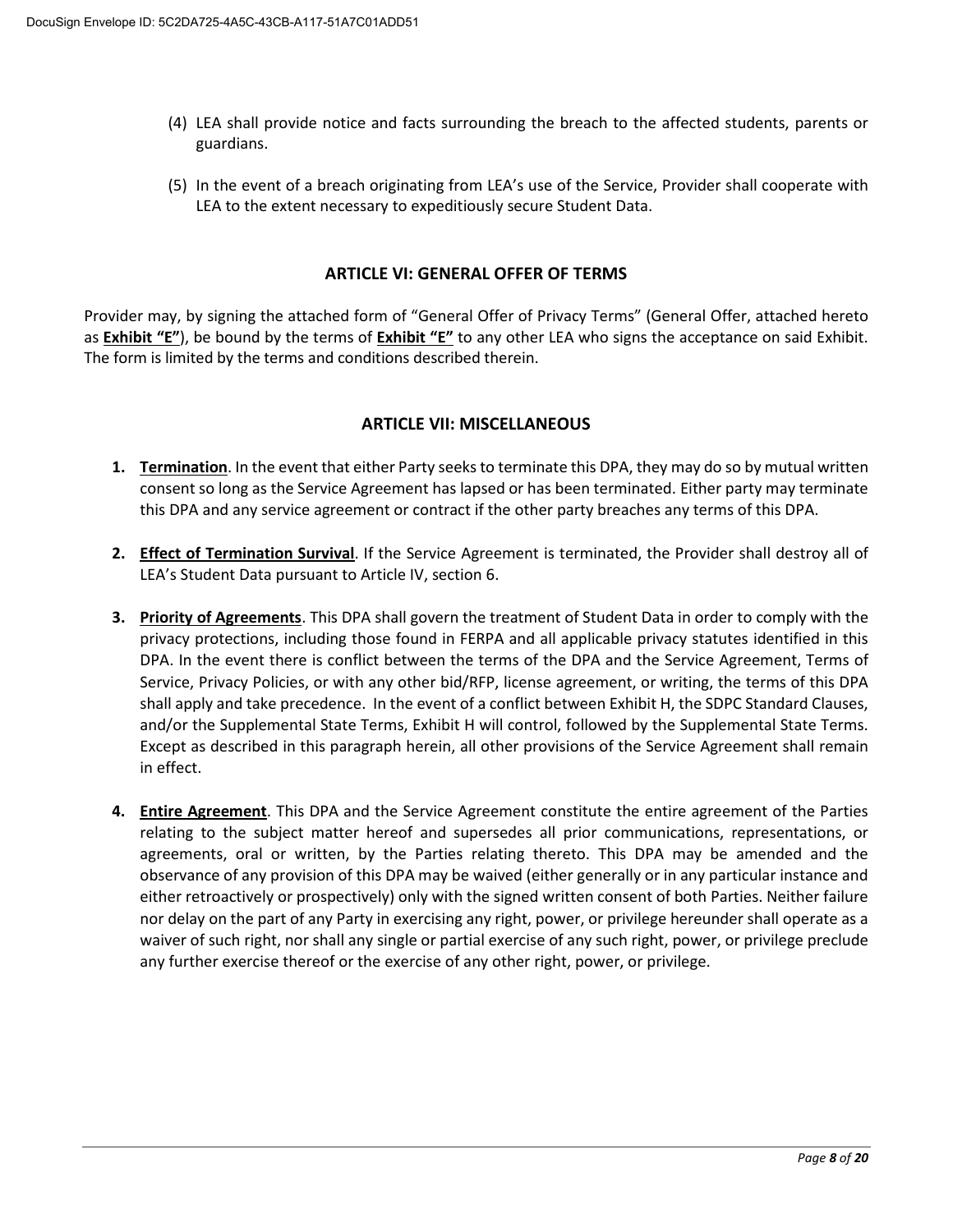(4) LEA shall provide notice and facts surrounding the breach to the affected students, parents or guardians.

(5) In the event of a breach originating from LEA's use of the Service, Provider shall cooperate with LEA to the extent necessary to expeditiously secure Student Data.

## ARTICLE VI: GENERAL OFFER OF TERMS

Provider may, by signing the attached form of "General Offer of Privacy Terms" (General Offer, attached hereto as **Exhibit "E"**), be bound by the terms of **Exhibit "E"** to any other LEA who signs the acceptance on said Exhibit. The form is limited by the terms and conditions described therein.

## ARTICLE VII: MISCELLANEOUS

1. **Termination**. In the event that either Party seeks to terminate this DPA, they may do so by mutual written consent so long as the Service Agreement has lapsed or has been terminated. Either party may terminate this DPA and any service agreement or contract if the other party breaches any terms of this DPA.

2. **Effect of Termination Survival**. If the Service Agreement is terminated, the Provider shall destroy all of LEA's Student Data pursuant to Article IV, section 6.

3. **Priority of Agreements**. This DPA shall govern the treatment of Student Data in order to comply with the privacy protections, including those found in FERPA and all applicable privacy statutes identified in this DPA. In the event there is conflict between the terms of the DPA and the Service Agreement, Terms of Service, Privacy Policies, or with any other bid/RFP, license agreement, or writing, the terms of this DPA shall apply and take precedence. In the event of a conflict between Exhibit H, the SDPC Standard Clauses, and/or the Supplemental State Terms, Exhibit H will control, followed by the Supplemental State Terms. Except as described in this paragraph herein, all other provisions of the Service Agreement shall remain in effect.

4. **Entire Agreement**. This DPA and the Service Agreement constitute the entire agreement of the Parties relating to the subject matter hereof and supersedes all prior communications, representations, or agreements, oral or written, by the Parties relating thereto. This DPA may be amended and the observance of any provision of this DPA may be waived (either generally or in any particular instance and either retroactively or prospectively) only with the signed written consent of both Parties. Neither failure nor delay on the part of any Party in exercising any right, power, or privilege hereunder shall operate as a waiver of such right, nor shall any single or partial exercise of any such right, power, or privilege preclude any further exercise thereof or the exercise of any other right, power, or privilege.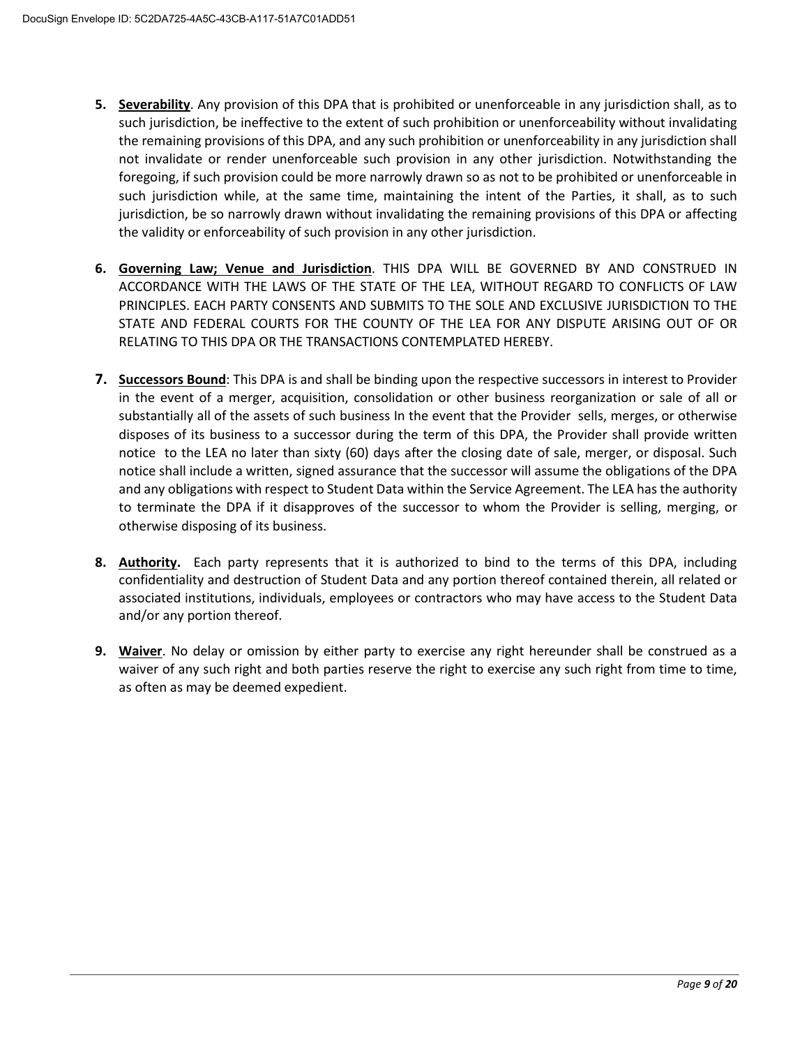5. **Severability**. Any provision of this DPA that is prohibited or unenforceable in any jurisdiction shall, as to such jurisdiction, be ineffective to the extent of such prohibition or unenforceability without invalidating the remaining provisions of this DPA, and any such prohibition or unenforceability in any jurisdiction shall not invalidate or render unenforceable such provision in any other jurisdiction. Notwithstanding the foregoing, if such provision could be more narrowly drawn so as not to be prohibited or unenforceable in such jurisdiction while, at the same time, maintaining the intent of the Parties, it shall, as to such jurisdiction, be so narrowly drawn without invalidating the remaining provisions of this DPA or affecting the validity or enforceability of such provision in any other jurisdiction.

6. **Governing Law; Venue and Jurisdiction**. THIS DPA WILL BE GOVERNED BY AND CONSTRUED IN ACCORDANCE WITH THE LAWS OF THE STATE OF THE LEA, WITHOUT REGARD TO CONFLICTS OF LAW PRINCIPLES. EACH PARTY CONSENTS AND SUBMITS TO THE SOLE AND EXCLUSIVE JURISDICTION TO THE STATE AND FEDERAL COURTS FOR THE COUNTY OF THE LEA FOR ANY DISPUTE ARISING OUT OF OR RELATING TO THIS DPA OR THE TRANSACTIONS CONTEMPLATED HEREBY.

7. **Successors Bound**: This DPA is and shall be binding upon the respective successors in interest to Provider in the event of a merger, acquisition, consolidation or other business reorganization or sale of all or substantially all of the assets of such business In the event that the Provider sells, merges, or otherwise disposes of its business to a successor during the term of this DPA, the Provider shall provide written notice to the LEA no later than sixty (60) days after the closing date of sale, merger, or disposal. Such notice shall include a written, signed assurance that the successor will assume the obligations of the DPA and any obligations with respect to Student Data within the Service Agreement. The LEA has the authority to terminate the DPA if it disapproves of the successor to whom the Provider is selling, merging, or otherwise disposing of its business.

8. **Authority.** Each party represents that it is authorized to bind to the terms of this DPA, including confidentiality and destruction of Student Data and any portion thereof contained therein, all related or associated institutions, individuals, employees or contractors who may have access to the Student Data and/or any portion thereof.

9. **Waiver**. No delay or omission by either party to exercise any right hereunder shall be construed as a waiver of any such right and both parties reserve the right to exercise any such right from time to time, as often as may be deemed expedient.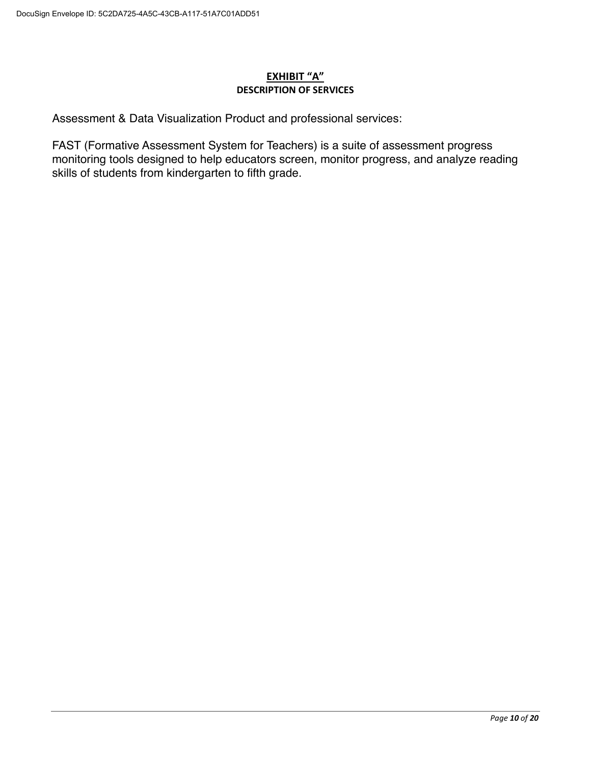# EXHIBIT "A"

## DESCRIPTION OF SERVICES

Assessment & Data Visualization Product and professional services:

FAST (Formative Assessment System for Teachers) is a suite of assessment progress monitoring tools designed to help educators screen, monitor progress, and analyze reading skills of students from kindergarten to fifth grade.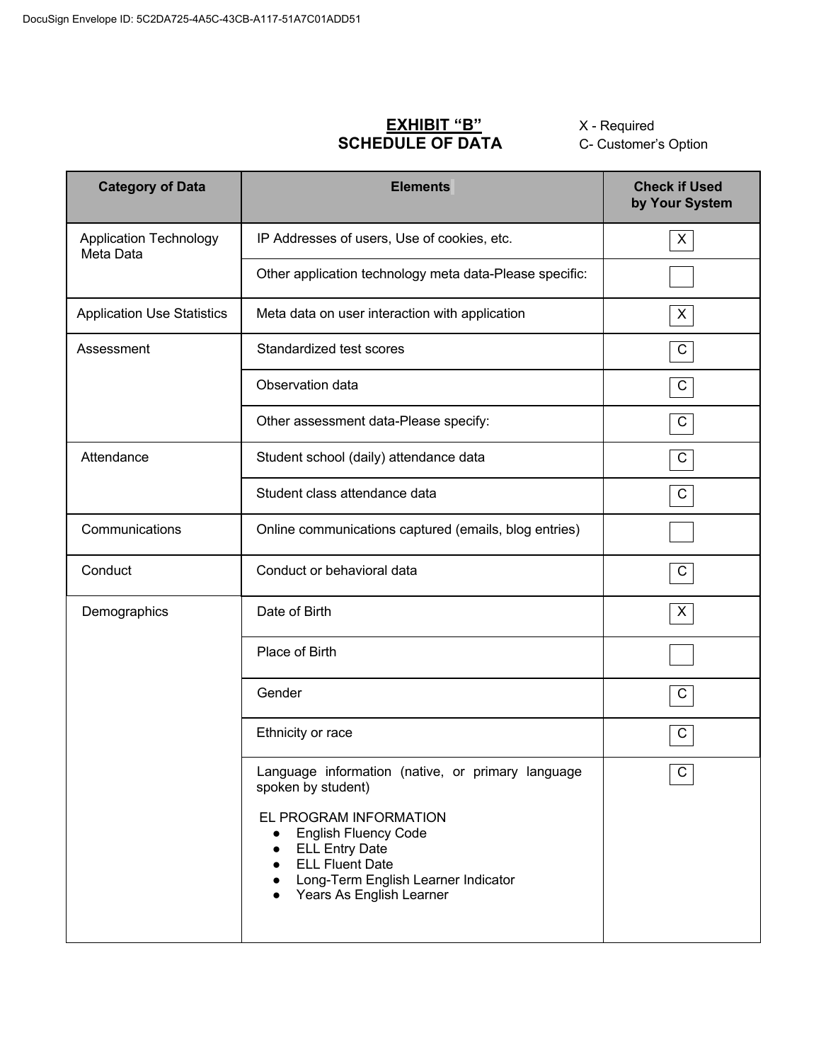DocuSign Envelope ID: 5C2DA725-4A5C-43CB-A117-51A7C01ADD51

# EXHIBIT "B"
## SCHEDULE OF DATA

X - Required
C- Customer's Option

| Category of Data | Elements | Check if Used by Your System |
|---|---|---|
| Application Technology Meta Data | IP Addresses of users, Use of cookies, etc. | X |
| | Other application technology meta data-Please specific: | |
| Application Use Statistics | Meta data on user interaction with application | X |
| Assessment | Standardized test scores | C |
| | Observation data | C |
| | Other assessment data-Please specify: | C |
| Attendance | Student school (daily) attendance data | C |
| | Student class attendance data | C |
| Communications | Online communications captured (emails, blog entries) | |
| Conduct | Conduct or behavioral data | C |
| Demographics | Date of Birth | X |
| | Place of Birth | |
| | Gender | C |
| | Ethnicity or race | C |
| | Language information (native, or primary language spoken by student)<br><br>EL PROGRAM INFORMATION<br>● English Fluency Code<br>● ELL Entry Date<br>● ELL Fluent Date<br>● Long-Term English Learner Indicator<br>● Years As English Learner | C |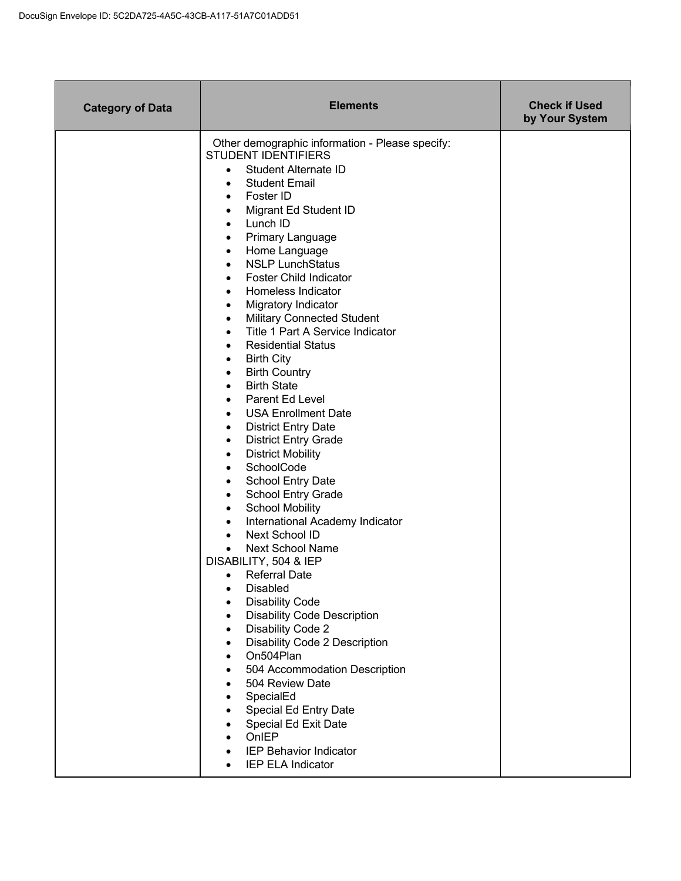| Category of Data | Elements | Check if Used by Your System |
| --- | --- | --- |
| | Other demographic information - Please specify:<br>STUDENT IDENTIFIERS<br>• Student Alternate ID<br>• Student Email<br>• Foster ID<br>• Migrant Ed Student ID<br>• Lunch ID<br>• Primary Language<br>• Home Language<br>• NSLP LunchStatus<br>• Foster Child Indicator<br>• Homeless Indicator<br>• Migratory Indicator<br>• Military Connected Student<br>• Title 1 Part A Service Indicator<br>• Residential Status<br>• Birth City<br>• Birth Country<br>• Birth State<br>• Parent Ed Level<br>• USA Enrollment Date<br>• District Entry Date<br>• District Entry Grade<br>• District Mobility<br>• SchoolCode<br>• School Entry Date<br>• School Entry Grade<br>• School Mobility<br>• International Academy Indicator<br>• Next School ID<br>• Next School Name<br>DISABILITY, 504 & IEP<br>• Referral Date<br>• Disabled<br>• Disability Code<br>• Disability Code Description<br>• Disability Code 2<br>• Disability Code 2 Description<br>• On504Plan<br>• 504 Accommodation Description<br>• 504 Review Date<br>• SpecialEd<br>• Special Ed Entry Date<br>• Special Ed Exit Date<br>• OnIEP<br>• IEP Behavior Indicator<br>• IEP ELA Indicator | |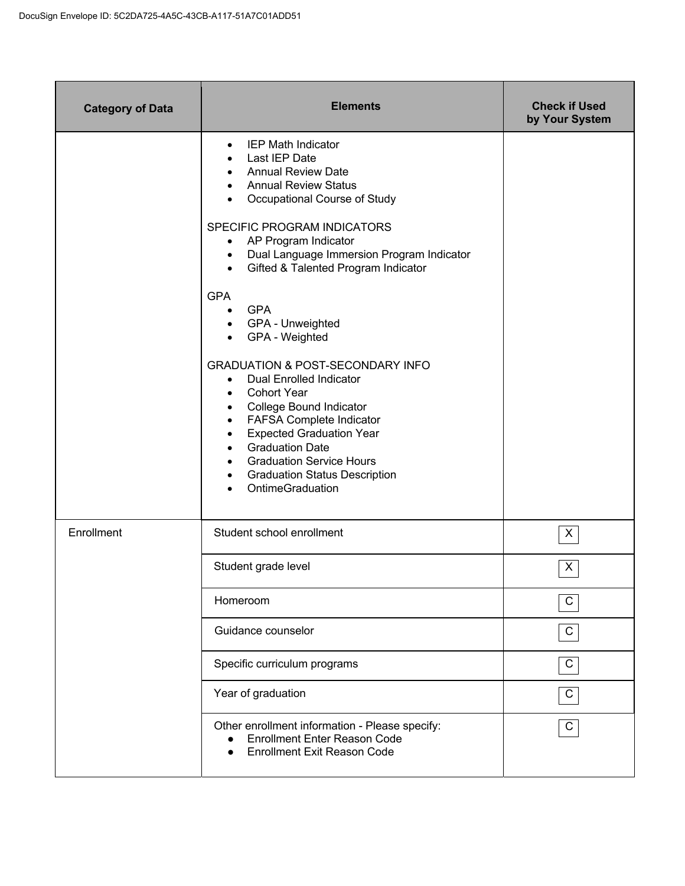| Category of Data | Elements | Check if Used by Your System |
| --- | --- | --- |
| | • IEP Math Indicator<br>• Last IEP Date<br>• Annual Review Date<br>• Annual Review Status<br>• Occupational Course of Study<br><br>SPECIFIC PROGRAM INDICATORS<br>• AP Program Indicator<br>• Dual Language Immersion Program Indicator<br>• Gifted & Talented Program Indicator<br><br>GPA<br>• GPA<br>• GPA - Unweighted<br>• GPA - Weighted<br><br>GRADUATION & POST-SECONDARY INFO<br>• Dual Enrolled Indicator<br>• Cohort Year<br>• College Bound Indicator<br>• FAFSA Complete Indicator<br>• Expected Graduation Year<br>• Graduation Date<br>• Graduation Service Hours<br>• Graduation Status Description<br>• OntimeGraduation | |
| Enrollment | Student school enrollment | X |
| | Student grade level | X |
| | Homeroom | C |
| | Guidance counselor | C |
| | Specific curriculum programs | C |
| | Year of graduation | C |
| | Other enrollment information - Please specify:<br>• Enrollment Enter Reason Code<br>• Enrollment Exit Reason Code | C |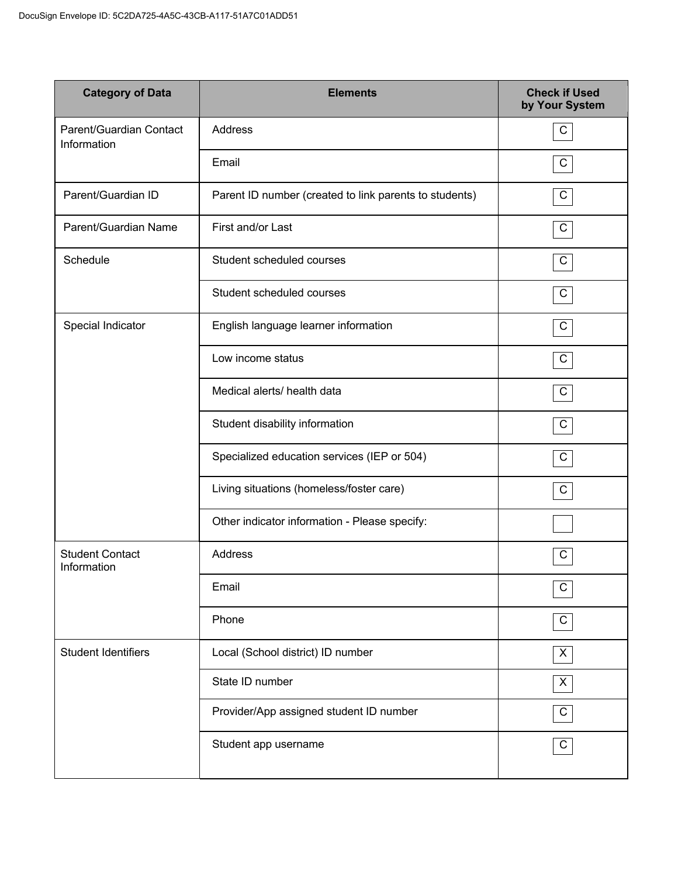| Category of Data | Elements | Check if Used by Your System |
|---|---|---|
| Parent/Guardian Contact Information | Address | C |
| | Email | C |
| Parent/Guardian ID | Parent ID number (created to link parents to students) | C |
| Parent/Guardian Name | First and/or Last | C |
| Schedule | Student scheduled courses | C |
| | Student scheduled courses | C |
| Special Indicator | English language learner information | C |
| | Low income status | C |
| | Medical alerts/ health data | C |
| | Student disability information | C |
| | Specialized education services (IEP or 504) | C |
| | Living situations (homeless/foster care) | C |
| | Other indicator information - Please specify: | |
| Student Contact Information | Address | C |
| | Email | C |
| | Phone | C |
| Student Identifiers | Local (School district) ID number | X |
| | State ID number | X |
| | Provider/App assigned student ID number | C |
| | Student app username | C |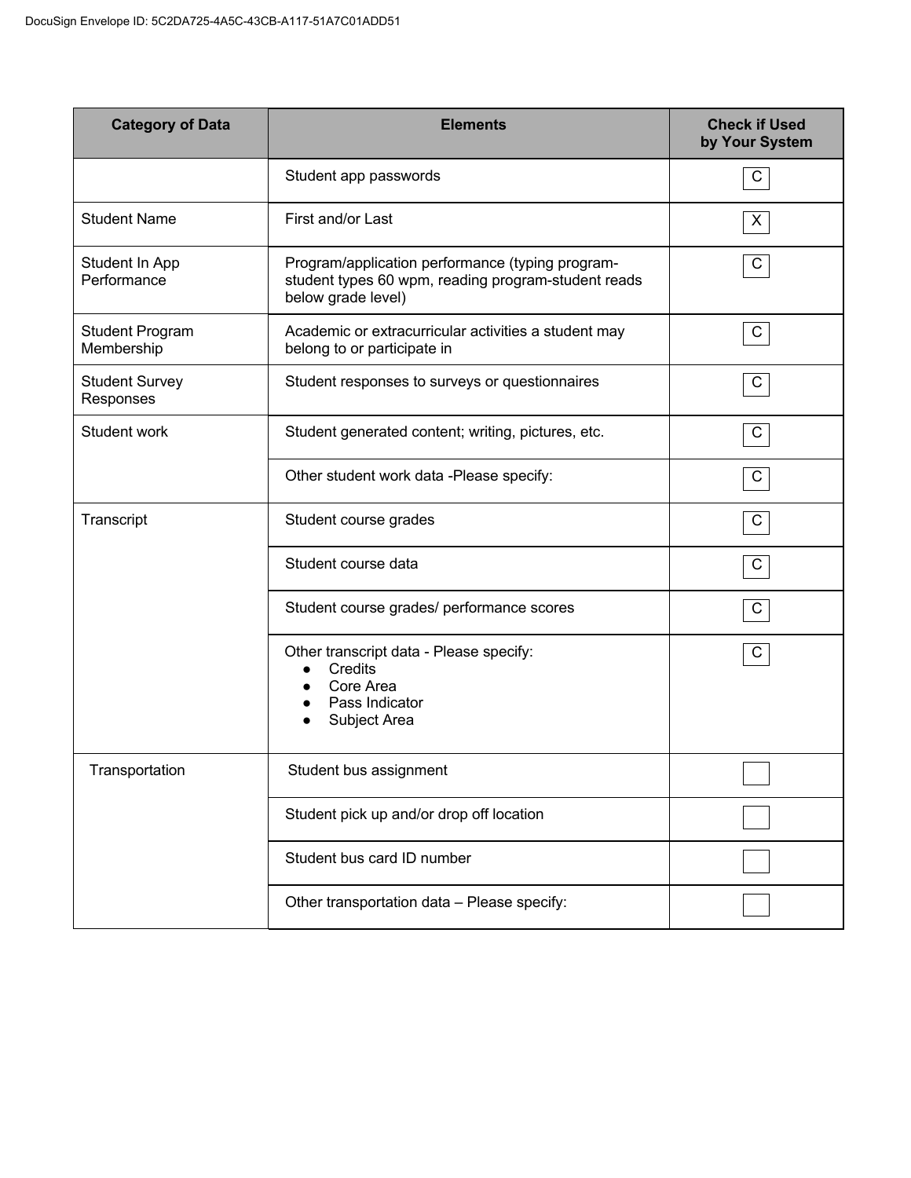| Category of Data | Elements | Check if Used by Your System |
|---|---|---|
| | Student app passwords | C |
| Student Name | First and/or Last | X |
| Student In App Performance | Program/application performance (typing program-student types 60 wpm, reading program-student reads below grade level) | C |
| Student Program Membership | Academic or extracurricular activities a student may belong to or participate in | C |
| Student Survey Responses | Student responses to surveys or questionnaires | C |
| Student work | Student generated content; writing, pictures, etc. | C |
| | Other student work data -Please specify: | C |
| Transcript | Student course grades | C |
| | Student course data | C |
| | Student course grades/ performance scores | C |
| | Other transcript data - Please specify:<br>• Credits<br>• Core Area<br>• Pass Indicator<br>• Subject Area | C |
| Transportation | Student bus assignment | |
| | Student pick up and/or drop off location | |
| | Student bus card ID number | |
| | Other transportation data – Please specify: | |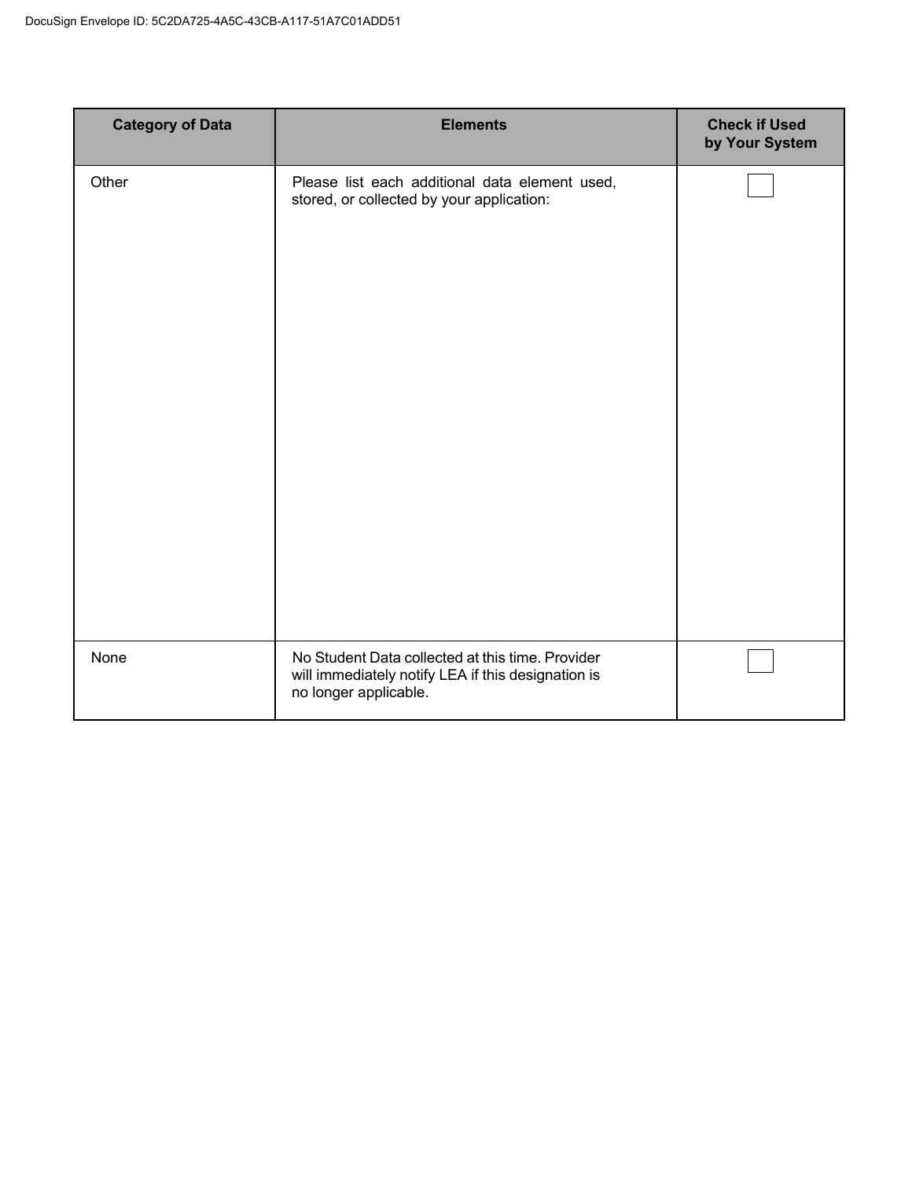| Category of Data | Elements | Check if Used by Your System |
|---|---|---|
| Other | Please list each additional data element used, stored, or collected by your application: | ☐ |
| None | No Student Data collected at this time. Provider will immediately notify LEA if this designation is no longer applicable. | ☐ |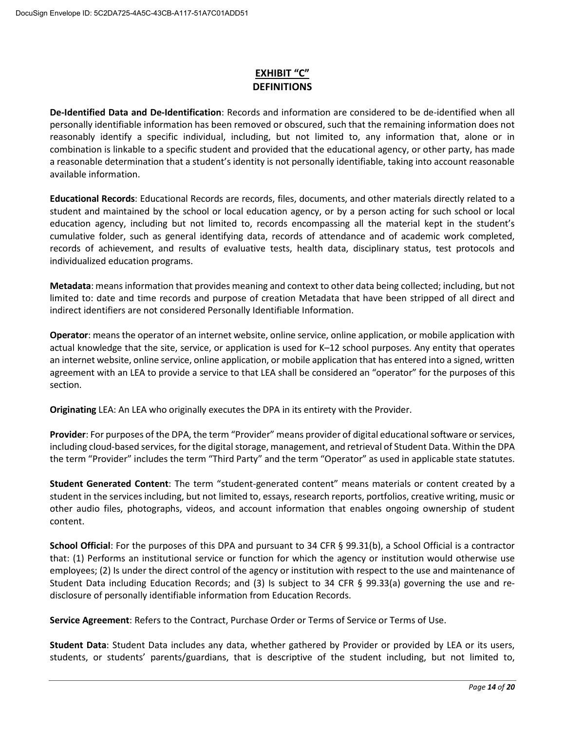## EXHIBIT "C"
## DEFINITIONS

**De-Identified Data and De-Identification**: Records and information are considered to be de-identified when all personally identifiable information has been removed or obscured, such that the remaining information does not reasonably identify a specific individual, including, but not limited to, any information that, alone or in combination is linkable to a specific student and provided that the educational agency, or other party, has made a reasonable determination that a student's identity is not personally identifiable, taking into account reasonable available information.

**Educational Records**: Educational Records are records, files, documents, and other materials directly related to a student and maintained by the school or local education agency, or by a person acting for such school or local education agency, including but not limited to, records encompassing all the material kept in the student's cumulative folder, such as general identifying data, records of attendance and of academic work completed, records of achievement, and results of evaluative tests, health data, disciplinary status, test protocols and individualized education programs.

**Metadata**: means information that provides meaning and context to other data being collected; including, but not limited to: date and time records and purpose of creation Metadata that have been stripped of all direct and indirect identifiers are not considered Personally Identifiable Information.

**Operator**: means the operator of an internet website, online service, online application, or mobile application with actual knowledge that the site, service, or application is used for K–12 school purposes. Any entity that operates an internet website, online service, online application, or mobile application that has entered into a signed, written agreement with an LEA to provide a service to that LEA shall be considered an "operator" for the purposes of this section.

**Originating** LEA: An LEA who originally executes the DPA in its entirety with the Provider.

**Provider**: For purposes of the DPA, the term "Provider" means provider of digital educational software or services, including cloud-based services, for the digital storage, management, and retrieval of Student Data. Within the DPA the term "Provider" includes the term "Third Party" and the term "Operator" as used in applicable state statutes.

**Student Generated Content**: The term "student-generated content" means materials or content created by a student in the services including, but not limited to, essays, research reports, portfolios, creative writing, music or other audio files, photographs, videos, and account information that enables ongoing ownership of student content.

**School Official**: For the purposes of this DPA and pursuant to 34 CFR § 99.31(b), a School Official is a contractor that: (1) Performs an institutional service or function for which the agency or institution would otherwise use employees; (2) Is under the direct control of the agency or institution with respect to the use and maintenance of Student Data including Education Records; and (3) Is subject to 34 CFR § 99.33(a) governing the use and re-disclosure of personally identifiable information from Education Records.

**Service Agreement**: Refers to the Contract, Purchase Order or Terms of Service or Terms of Use.

**Student Data**: Student Data includes any data, whether gathered by Provider or provided by LEA or its users, students, or students' parents/guardians, that is descriptive of the student including, but not limited to,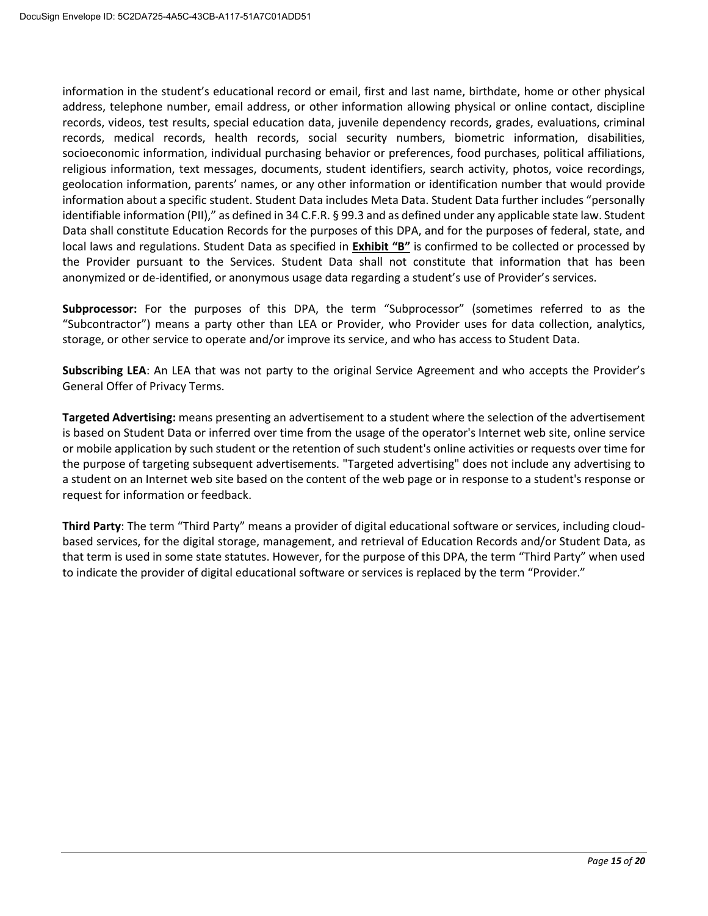information in the student's educational record or email, first and last name, birthdate, home or other physical address, telephone number, email address, or other information allowing physical or online contact, discipline records, videos, test results, special education data, juvenile dependency records, grades, evaluations, criminal records, medical records, health records, social security numbers, biometric information, disabilities, socioeconomic information, individual purchasing behavior or preferences, food purchases, political affiliations, religious information, text messages, documents, student identifiers, search activity, photos, voice recordings, geolocation information, parents' names, or any other information or identification number that would provide information about a specific student. Student Data includes Meta Data. Student Data further includes "personally identifiable information (PII)," as defined in 34 C.F.R. § 99.3 and as defined under any applicable state law. Student Data shall constitute Education Records for the purposes of this DPA, and for the purposes of federal, state, and local laws and regulations. Student Data as specified in **Exhibit "B"** is confirmed to be collected or processed by the Provider pursuant to the Services. Student Data shall not constitute that information that has been anonymized or de-identified, or anonymous usage data regarding a student's use of Provider's services.

**Subprocessor:** For the purposes of this DPA, the term "Subprocessor" (sometimes referred to as the "Subcontractor") means a party other than LEA or Provider, who Provider uses for data collection, analytics, storage, or other service to operate and/or improve its service, and who has access to Student Data.

**Subscribing LEA**: An LEA that was not party to the original Service Agreement and who accepts the Provider's General Offer of Privacy Terms.

**Targeted Advertising:** means presenting an advertisement to a student where the selection of the advertisement is based on Student Data or inferred over time from the usage of the operator's Internet web site, online service or mobile application by such student or the retention of such student's online activities or requests over time for the purpose of targeting subsequent advertisements. "Targeted advertising" does not include any advertising to a student on an Internet web site based on the content of the web page or in response to a student's response or request for information or feedback.

**Third Party**: The term "Third Party" means a provider of digital educational software or services, including cloud-based services, for the digital storage, management, and retrieval of Education Records and/or Student Data, as that term is used in some state statutes. However, for the purpose of this DPA, the term "Third Party" when used to indicate the provider of digital educational software or services is replaced by the term "Provider."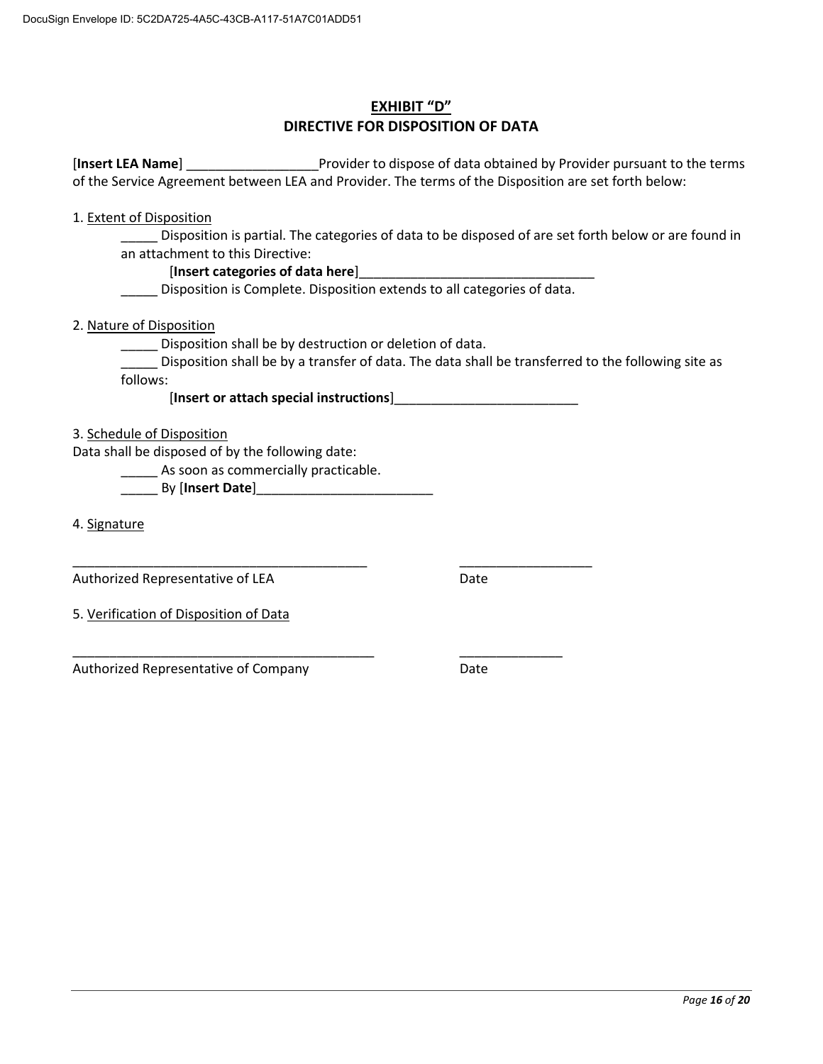# EXHIBIT "D"
## DIRECTIVE FOR DISPOSITION OF DATA

[**Insert LEA Name**] __________________Provider to dispose of data obtained by Provider pursuant to the terms of the Service Agreement between LEA and Provider. The terms of the Disposition are set forth below:

1. Extent of Disposition

_____ Disposition is partial. The categories of data to be disposed of are set forth below or are found in an attachment to this Directive:

[**Insert categories of data here**]________________________________

_____ Disposition is Complete. Disposition extends to all categories of data.

2. Nature of Disposition

_____ Disposition shall be by destruction or deletion of data.

_____ Disposition shall be by a transfer of data. The data shall be transferred to the following site as follows:

[**Insert or attach special instructions**]_________________________

3. Schedule of Disposition

Data shall be disposed of by the following date:

_____ As soon as commercially practicable.

_____ By [**Insert Date**]________________________

4. Signature

_________________________________________ __________________

Authorized Representative of LEA Date

5. Verification of Disposition of Data

___________________________________________ ______________

Authorized Representative of Company Date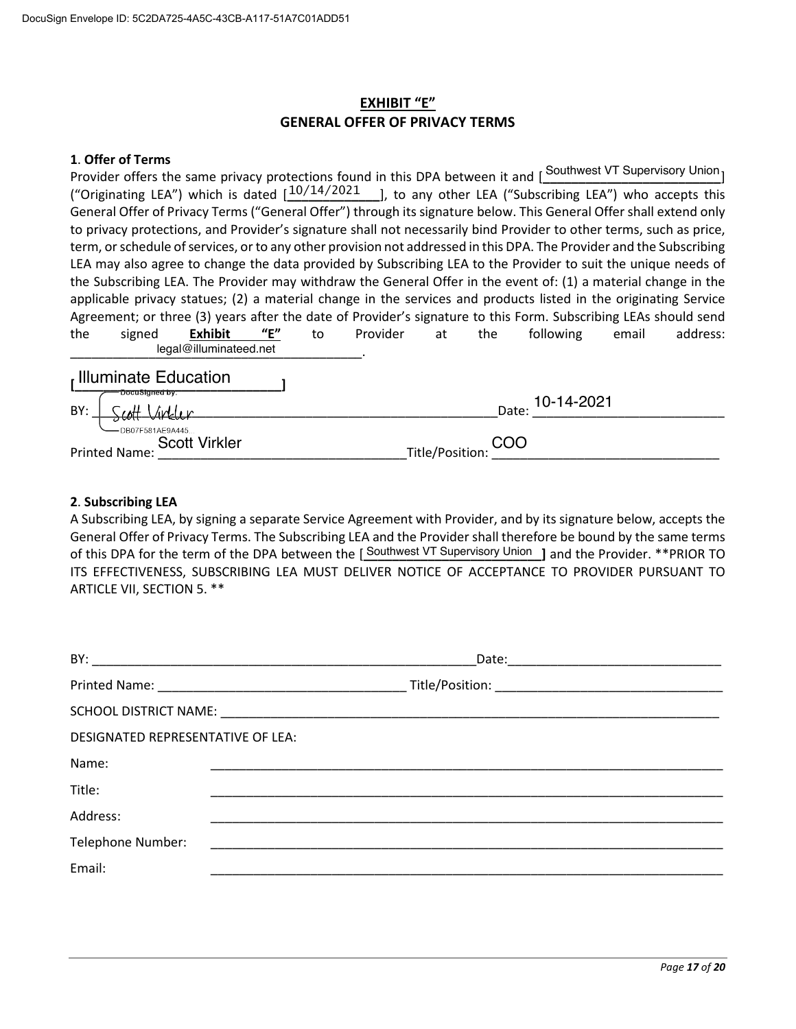DocuSign Envelope ID: 5C2DA725-4A5C-43CB-A117-51A7C01ADD51

# EXHIBIT "E"
## GENERAL OFFER OF PRIVACY TERMS

**1. Offer of Terms**

Provider offers the same privacy protections found in this DPA between it and [Southwest VT Supervisory Union] ("Originating LEA") which is dated [10/14/2021], to any other LEA ("Subscribing LEA") who accepts this General Offer of Privacy Terms ("General Offer") through its signature below. This General Offer shall extend only to privacy protections, and Provider's signature shall not necessarily bind Provider to other terms, such as price, term, or schedule of services, or to any other provision not addressed in this DPA. The Provider and the Subscribing LEA may also agree to change the data provided by Subscribing LEA to the Provider to suit the unique needs of the Subscribing LEA. The Provider may withdraw the General Offer in the event of: (1) a material change in the applicable privacy statues; (2) a material change in the services and products listed in the originating Service Agreement; or three (3) years after the date of Provider's signature to this Form. Subscribing LEAs should send the signed **Exhibit "E"** to Provider at the following email address: legal@illuminateed.net.

[Illuminate Education]

BY: Scott Virkler (DocuSigned by: DB07F581AE9A445) Date: 10-14-2021

Printed Name: Scott Virkler Title/Position: COO

**2. Subscribing LEA**

A Subscribing LEA, by signing a separate Service Agreement with Provider, and by its signature below, accepts the General Offer of Privacy Terms. The Subscribing LEA and the Provider shall therefore be bound by the same terms of this DPA for the term of the DPA between the [Southwest VT Supervisory Union] and the Provider. **PRIOR TO ITS EFFECTIVENESS, SUBSCRIBING LEA MUST DELIVER NOTICE OF ACCEPTANCE TO PROVIDER PURSUANT TO ARTICLE VII, SECTION 5. **

BY: ____________________ Date: ____________________

Printed Name: ____________________ Title/Position: ____________________

SCHOOL DISTRICT NAME: ____________________

DESIGNATED REPRESENTATIVE OF LEA:

Name: ____________________

Title: ____________________

Address: ____________________

Telephone Number: ____________________

Email: ____________________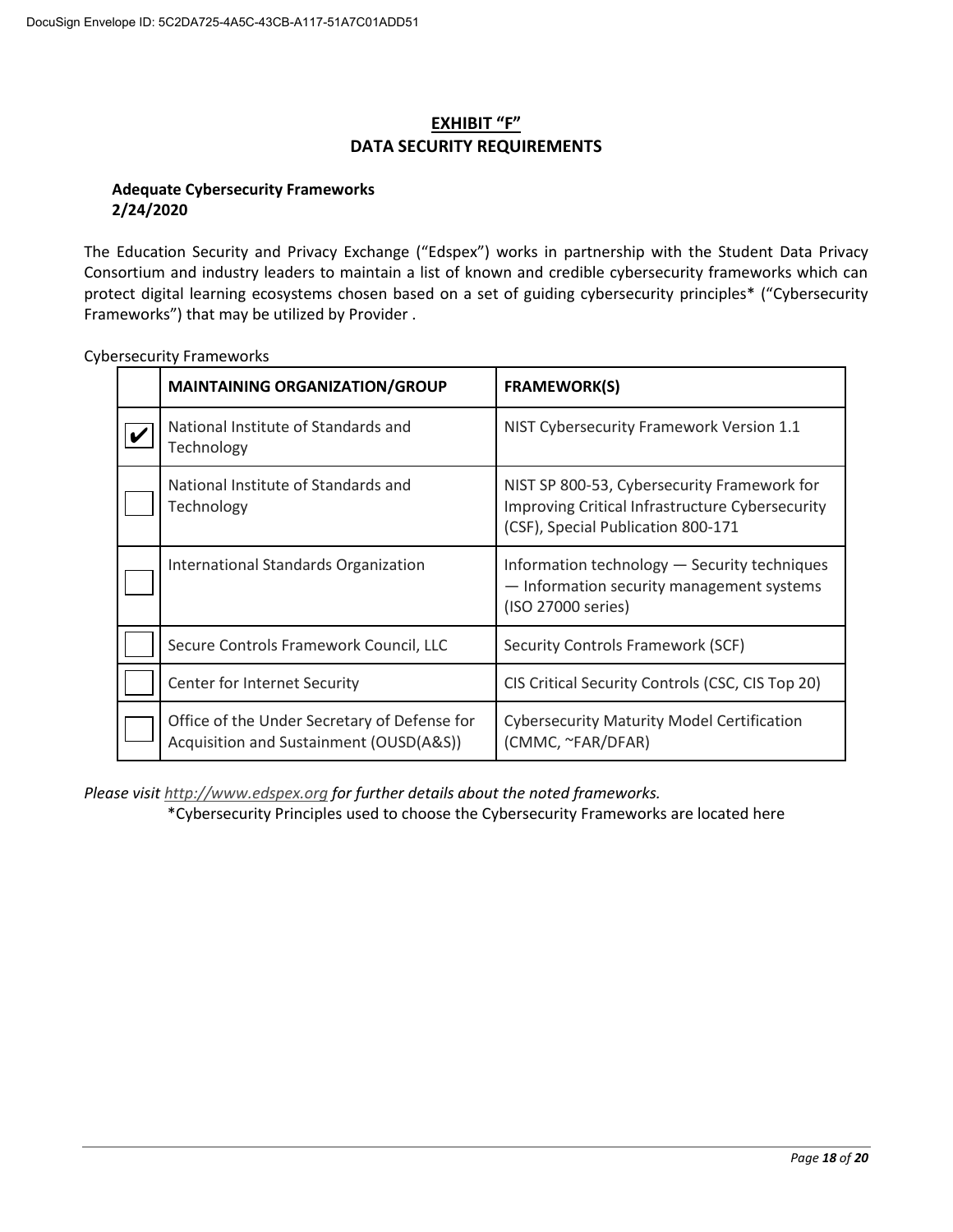# EXHIBIT "F"
## DATA SECURITY REQUIREMENTS

**Adequate Cybersecurity Frameworks**
**2/24/2020**

The Education Security and Privacy Exchange ("Edspex") works in partnership with the Student Data Privacy Consortium and industry leaders to maintain a list of known and credible cybersecurity frameworks which can protect digital learning ecosystems chosen based on a set of guiding cybersecurity principles* ("Cybersecurity Frameworks") that may be utilized by Provider .

Cybersecurity Frameworks

| | MAINTAINING ORGANIZATION/GROUP | FRAMEWORK(S) |
|---|---|---|
| ✔ | National Institute of Standards and Technology | NIST Cybersecurity Framework Version 1.1 |
| ☐ | National Institute of Standards and Technology | NIST SP 800-53, Cybersecurity Framework for Improving Critical Infrastructure Cybersecurity (CSF), Special Publication 800-171 |
| ☐ | International Standards Organization | Information technology — Security techniques — Information security management systems (ISO 27000 series) |
| ☐ | Secure Controls Framework Council, LLC | Security Controls Framework (SCF) |
| ☐ | Center for Internet Security | CIS Critical Security Controls (CSC, CIS Top 20) |
| ☐ | Office of the Under Secretary of Defense for Acquisition and Sustainment (OUSD(A&S)) | Cybersecurity Maturity Model Certification (CMMC, ~FAR/DFAR) |

*Please visit http://www.edspex.org for further details about the noted frameworks.*

*Cybersecurity Principles used to choose the Cybersecurity Frameworks are located here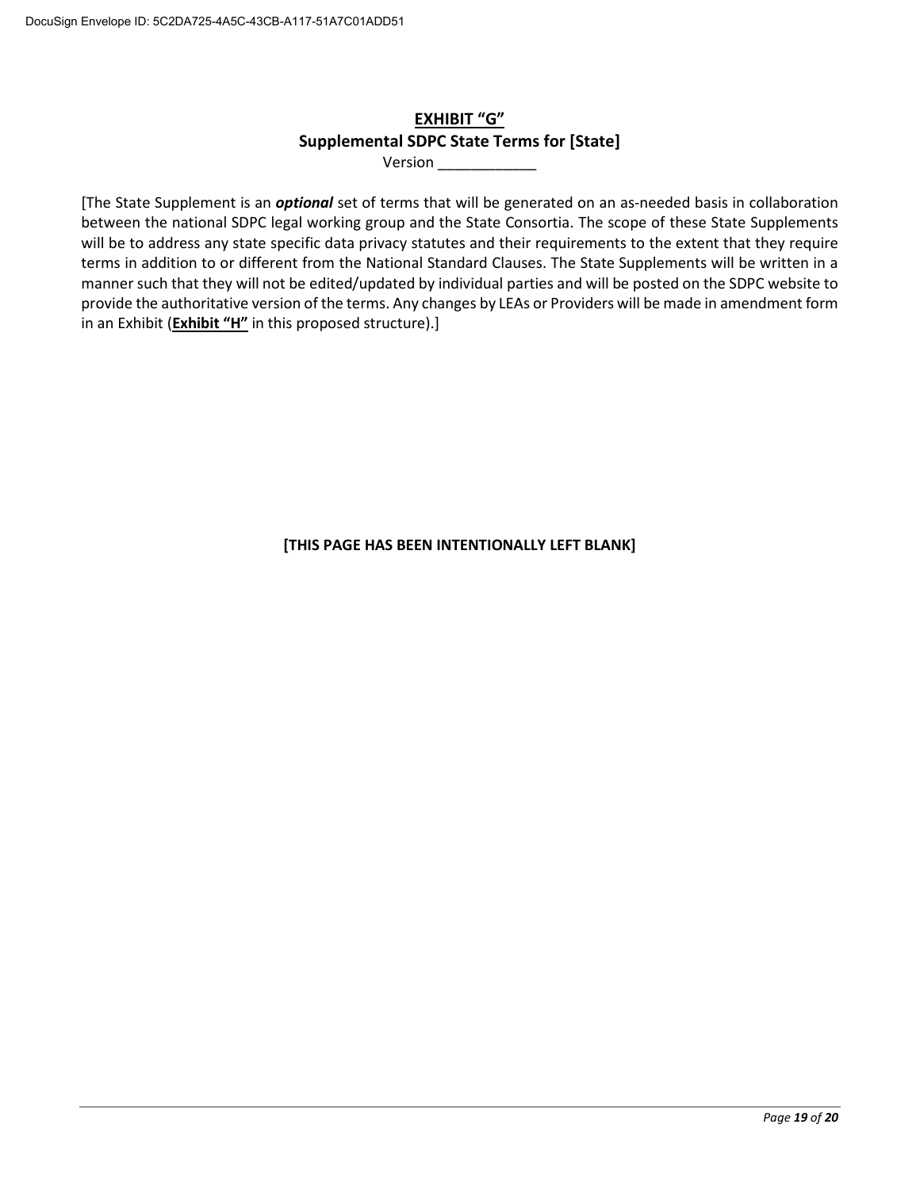# EXHIBIT “G”

## Supplemental SDPC State Terms for [State]

Version ___________

[The State Supplement is an ***optional*** set of terms that will be generated on an as-needed basis in collaboration between the national SDPC legal working group and the State Consortia. The scope of these State Supplements will be to address any state specific data privacy statutes and their requirements to the extent that they require terms in addition to or different from the National Standard Clauses. The State Supplements will be written in a manner such that they will not be edited/updated by individual parties and will be posted on the SDPC website to provide the authoritative version of the terms. Any changes by LEAs or Providers will be made in amendment form in an Exhibit (**Exhibit “H”** in this proposed structure).]

**[THIS PAGE HAS BEEN INTENTIONALLY LEFT BLANK]**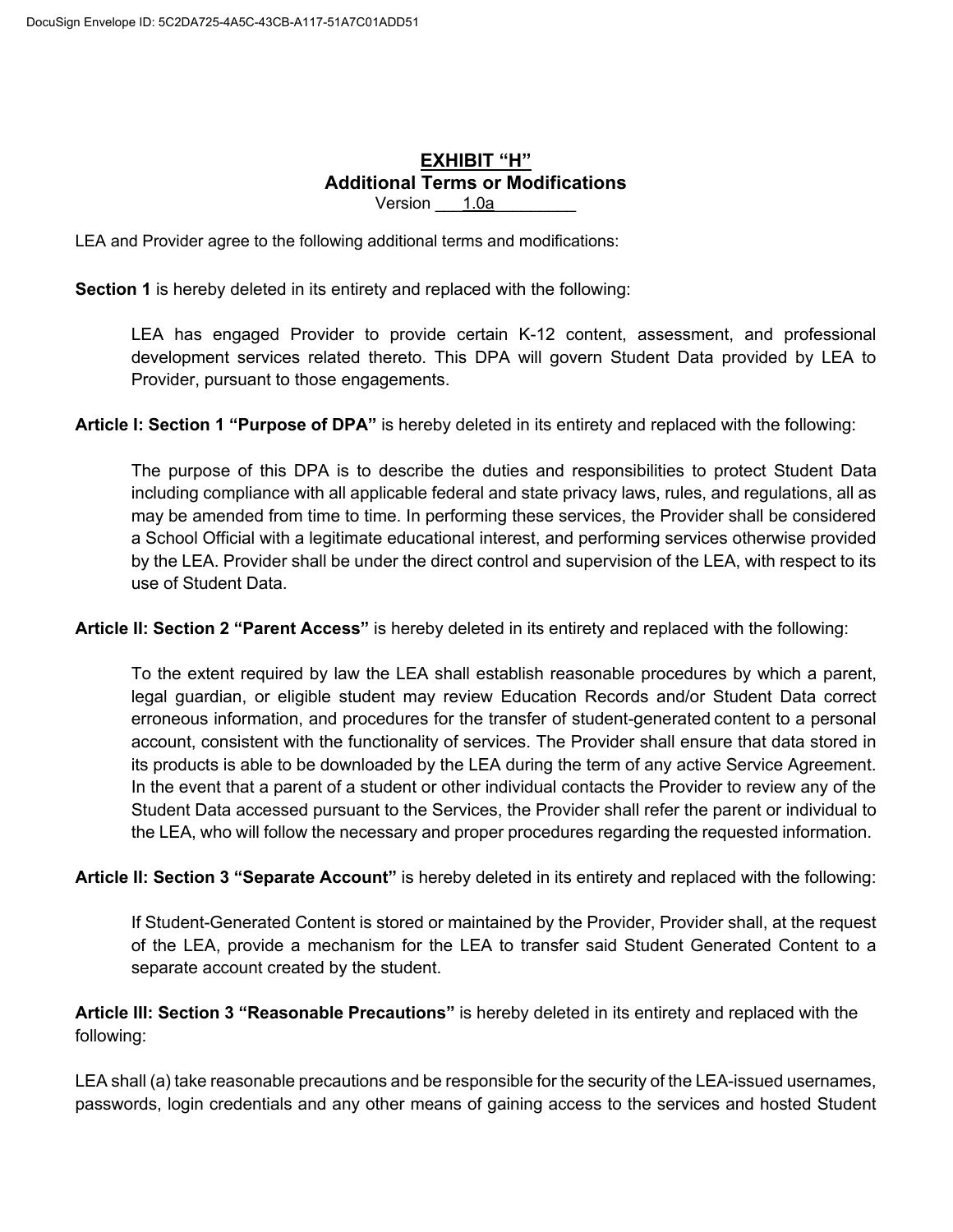## EXHIBIT "H"
## Additional Terms or Modifications

Version 1.0a

LEA and Provider agree to the following additional terms and modifications:

**Section 1** is hereby deleted in its entirety and replaced with the following:

> LEA has engaged Provider to provide certain K-12 content, assessment, and professional development services related thereto. This DPA will govern Student Data provided by LEA to Provider, pursuant to those engagements.

**Article I: Section 1 "Purpose of DPA"** is hereby deleted in its entirety and replaced with the following:

> The purpose of this DPA is to describe the duties and responsibilities to protect Student Data including compliance with all applicable federal and state privacy laws, rules, and regulations, all as may be amended from time to time. In performing these services, the Provider shall be considered a School Official with a legitimate educational interest, and performing services otherwise provided by the LEA. Provider shall be under the direct control and supervision of the LEA, with respect to its use of Student Data.

**Article II: Section 2 "Parent Access"** is hereby deleted in its entirety and replaced with the following:

> To the extent required by law the LEA shall establish reasonable procedures by which a parent, legal guardian, or eligible student may review Education Records and/or Student Data correct erroneous information, and procedures for the transfer of student-generated content to a personal account, consistent with the functionality of services. The Provider shall ensure that data stored in its products is able to be downloaded by the LEA during the term of any active Service Agreement. In the event that a parent of a student or other individual contacts the Provider to review any of the Student Data accessed pursuant to the Services, the Provider shall refer the parent or individual to the LEA, who will follow the necessary and proper procedures regarding the requested information.

**Article II: Section 3 "Separate Account"** is hereby deleted in its entirety and replaced with the following:

> If Student-Generated Content is stored or maintained by the Provider, Provider shall, at the request of the LEA, provide a mechanism for the LEA to transfer said Student Generated Content to a separate account created by the student.

**Article III: Section 3 "Reasonable Precautions"** is hereby deleted in its entirety and replaced with the following:

LEA shall (a) take reasonable precautions and be responsible for the security of the LEA-issued usernames, passwords, login credentials and any other means of gaining access to the services and hosted Student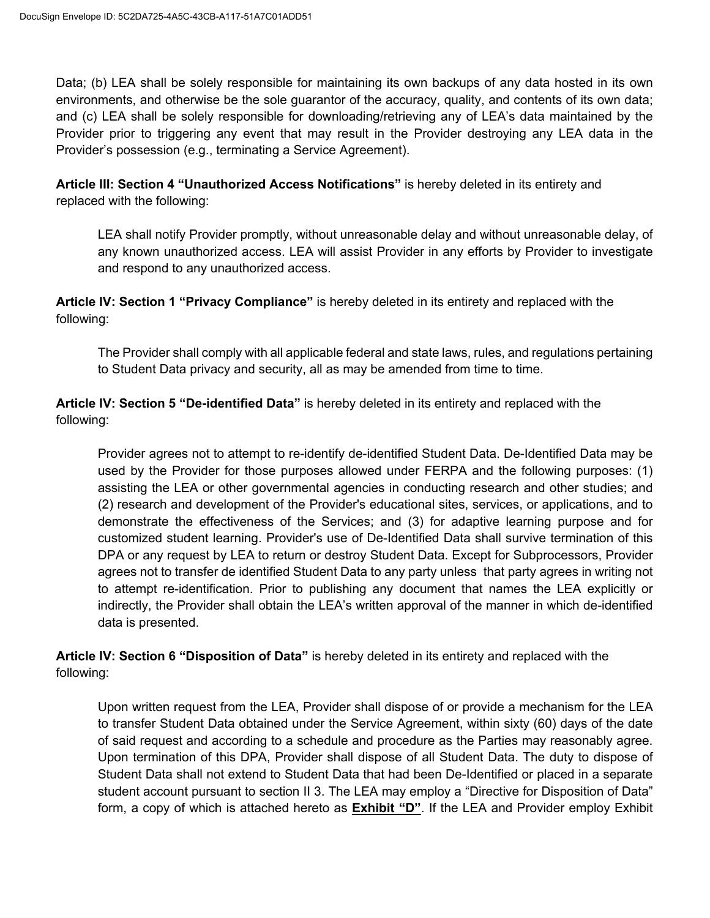Data; (b) LEA shall be solely responsible for maintaining its own backups of any data hosted in its own environments, and otherwise be the sole guarantor of the accuracy, quality, and contents of its own data; and (c) LEA shall be solely responsible for downloading/retrieving any of LEA's data maintained by the Provider prior to triggering any event that may result in the Provider destroying any LEA data in the Provider's possession (e.g., terminating a Service Agreement).

**Article III: Section 4 "Unauthorized Access Notifications"** is hereby deleted in its entirety and replaced with the following:

> LEA shall notify Provider promptly, without unreasonable delay and without unreasonable delay, of any known unauthorized access. LEA will assist Provider in any efforts by Provider to investigate and respond to any unauthorized access.

**Article IV: Section 1 "Privacy Compliance"** is hereby deleted in its entirety and replaced with the following:

> The Provider shall comply with all applicable federal and state laws, rules, and regulations pertaining to Student Data privacy and security, all as may be amended from time to time.

**Article IV: Section 5 "De-identified Data"** is hereby deleted in its entirety and replaced with the following:

> Provider agrees not to attempt to re-identify de-identified Student Data. De-Identified Data may be used by the Provider for those purposes allowed under FERPA and the following purposes: (1) assisting the LEA or other governmental agencies in conducting research and other studies; and (2) research and development of the Provider's educational sites, services, or applications, and to demonstrate the effectiveness of the Services; and (3) for adaptive learning purpose and for customized student learning. Provider's use of De-Identified Data shall survive termination of this DPA or any request by LEA to return or destroy Student Data. Except for Subprocessors, Provider agrees not to transfer de identified Student Data to any party unless that party agrees in writing not to attempt re-identification. Prior to publishing any document that names the LEA explicitly or indirectly, the Provider shall obtain the LEA's written approval of the manner in which de-identified data is presented.

**Article IV: Section 6 "Disposition of Data"** is hereby deleted in its entirety and replaced with the following:

> Upon written request from the LEA, Provider shall dispose of or provide a mechanism for the LEA to transfer Student Data obtained under the Service Agreement, within sixty (60) days of the date of said request and according to a schedule and procedure as the Parties may reasonably agree. Upon termination of this DPA, Provider shall dispose of all Student Data. The duty to dispose of Student Data shall not extend to Student Data that had been De-Identified or placed in a separate student account pursuant to section II 3. The LEA may employ a "Directive for Disposition of Data" form, a copy of which is attached hereto as **Exhibit "D"**. If the LEA and Provider employ Exhibit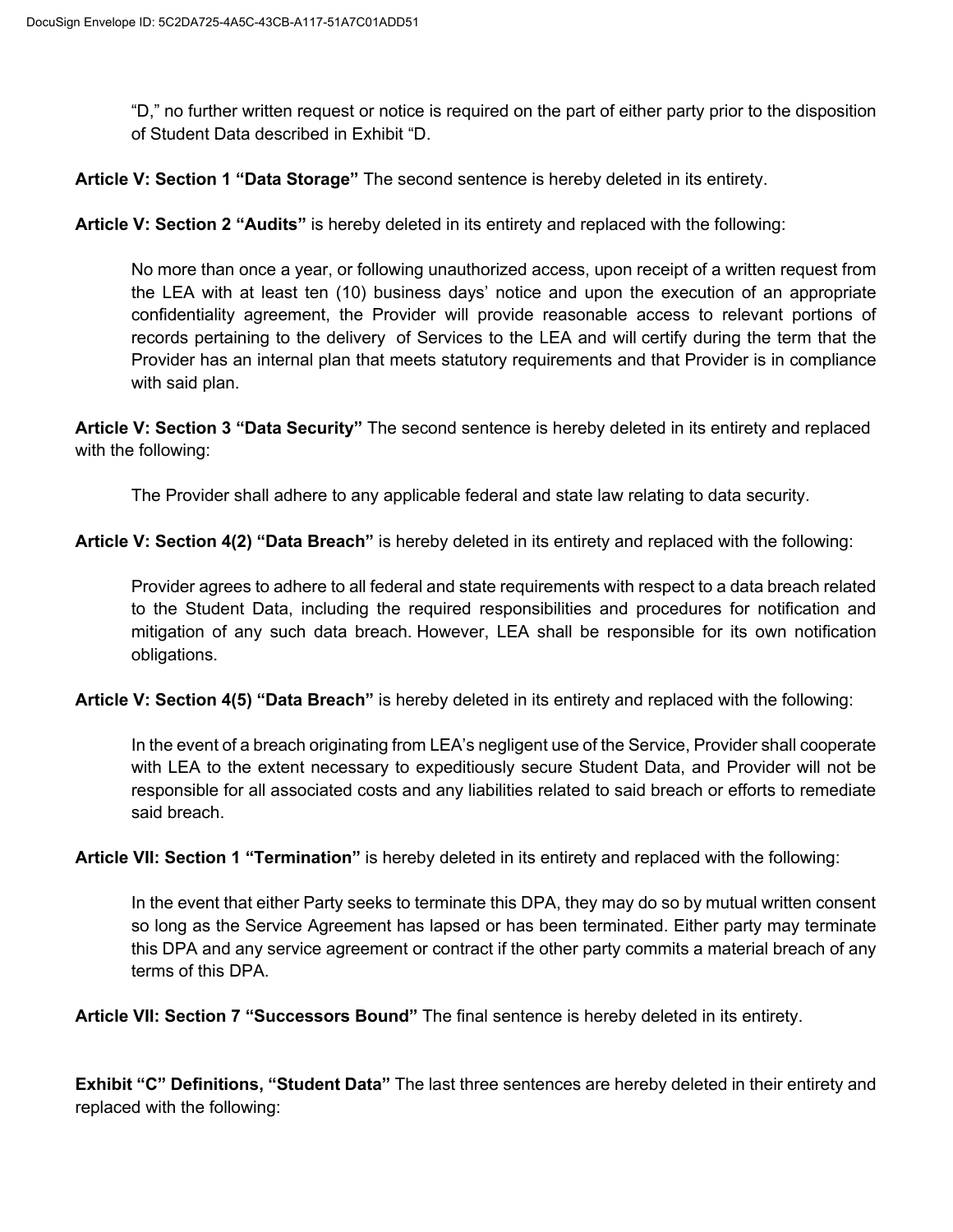"D," no further written request or notice is required on the part of either party prior to the disposition of Student Data described in Exhibit "D.

**Article V: Section 1 "Data Storage"** The second sentence is hereby deleted in its entirety.

**Article V: Section 2 "Audits"** is hereby deleted in its entirety and replaced with the following:

> No more than once a year, or following unauthorized access, upon receipt of a written request from the LEA with at least ten (10) business days' notice and upon the execution of an appropriate confidentiality agreement, the Provider will provide reasonable access to relevant portions of records pertaining to the delivery of Services to the LEA and will certify during the term that the Provider has an internal plan that meets statutory requirements and that Provider is in compliance with said plan.

**Article V: Section 3 "Data Security"** The second sentence is hereby deleted in its entirety and replaced with the following:

> The Provider shall adhere to any applicable federal and state law relating to data security.

**Article V: Section 4(2) "Data Breach"** is hereby deleted in its entirety and replaced with the following:

> Provider agrees to adhere to all federal and state requirements with respect to a data breach related to the Student Data, including the required responsibilities and procedures for notification and mitigation of any such data breach. However, LEA shall be responsible for its own notification obligations.

**Article V: Section 4(5) "Data Breach"** is hereby deleted in its entirety and replaced with the following:

> In the event of a breach originating from LEA's negligent use of the Service, Provider shall cooperate with LEA to the extent necessary to expeditiously secure Student Data, and Provider will not be responsible for all associated costs and any liabilities related to said breach or efforts to remediate said breach.

**Article VII: Section 1 "Termination"** is hereby deleted in its entirety and replaced with the following:

> In the event that either Party seeks to terminate this DPA, they may do so by mutual written consent so long as the Service Agreement has lapsed or has been terminated. Either party may terminate this DPA and any service agreement or contract if the other party commits a material breach of any terms of this DPA.

**Article VII: Section 7 "Successors Bound"** The final sentence is hereby deleted in its entirety.

**Exhibit "C" Definitions, "Student Data"** The last three sentences are hereby deleted in their entirety and replaced with the following: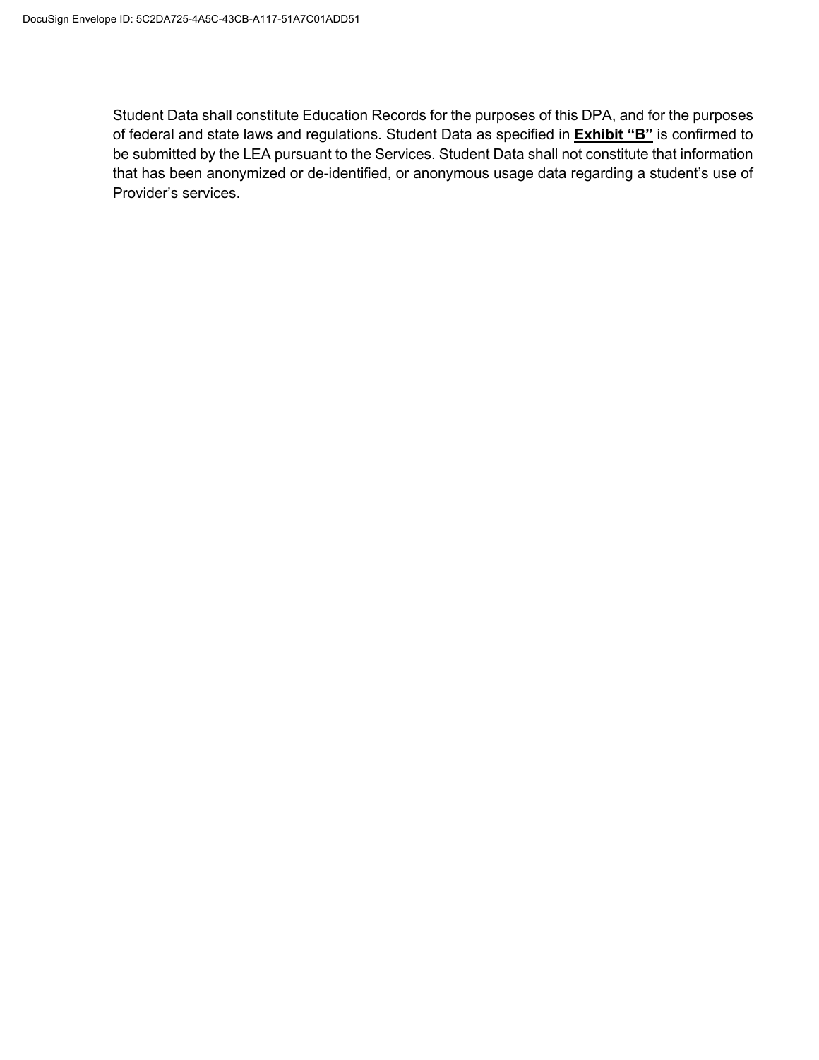Student Data shall constitute Education Records for the purposes of this DPA, and for the purposes of federal and state laws and regulations. Student Data as specified in **Exhibit "B"** is confirmed to be submitted by the LEA pursuant to the Services. Student Data shall not constitute that information that has been anonymized or de-identified, or anonymous usage data regarding a student's use of Provider's services.